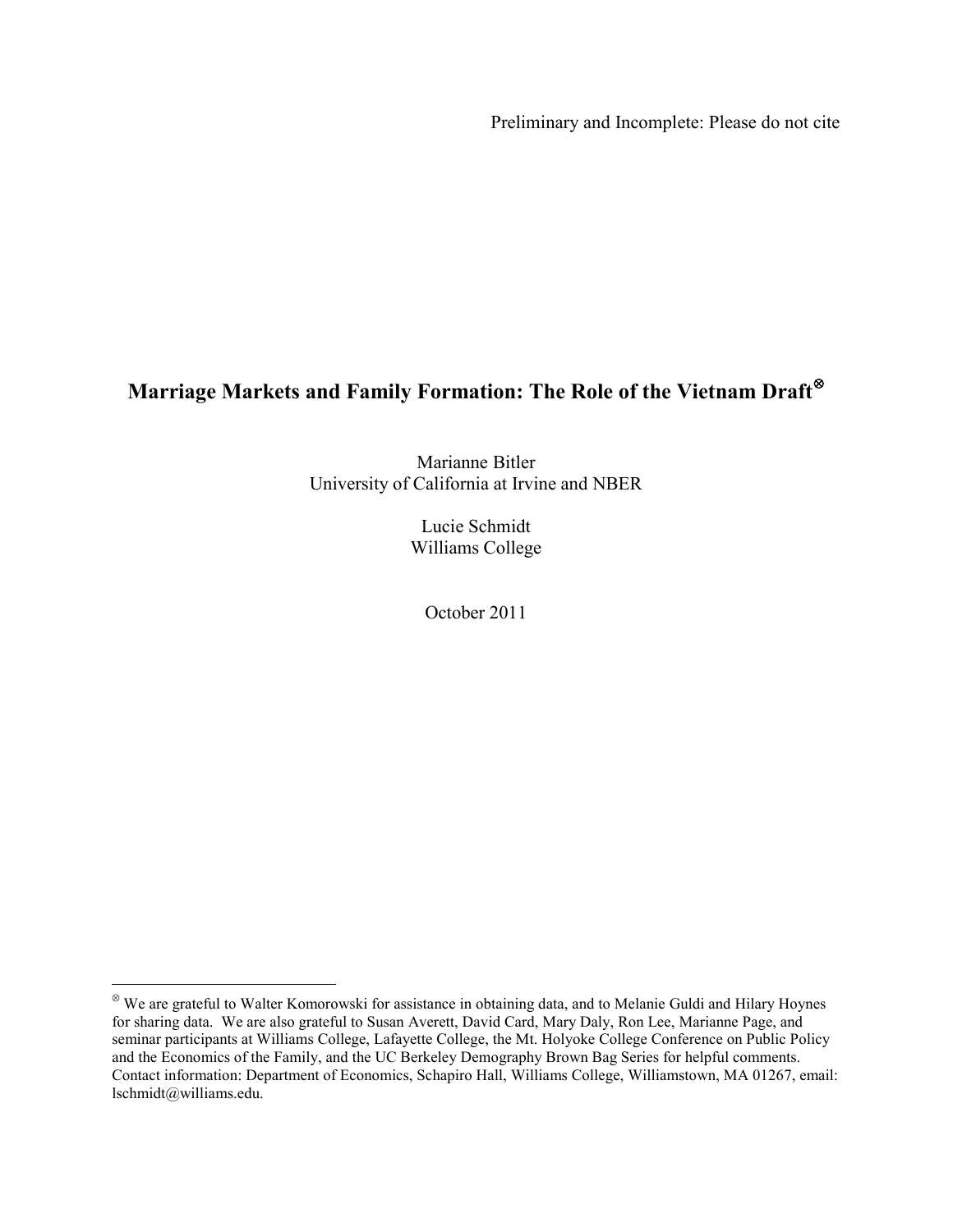Preliminary and Incomplete: Please do not cite

# Marriage Markets and Family Formation: The Role of the Vietnam Draft[⊗]

Marianne Bitler
University of California at Irvine and NBER

Lucie Schmidt
Williams College

October 2011

[⊗] We are grateful to Walter Komorowski for assistance in obtaining data, and to Melanie Guldi and Hilary Hoynes for sharing data. We are also grateful to Susan Averett, David Card, Mary Daly, Ron Lee, Marianne Page, and seminar participants at Williams College, Lafayette College, the Mt. Holyoke College Conference on Public Policy and the Economics of the Family, and the UC Berkeley Demography Brown Bag Series for helpful comments. Contact information: Department of Economics, Schapiro Hall, Williams College, Williamstown, MA 01267, email: lschmidt@williams.edu.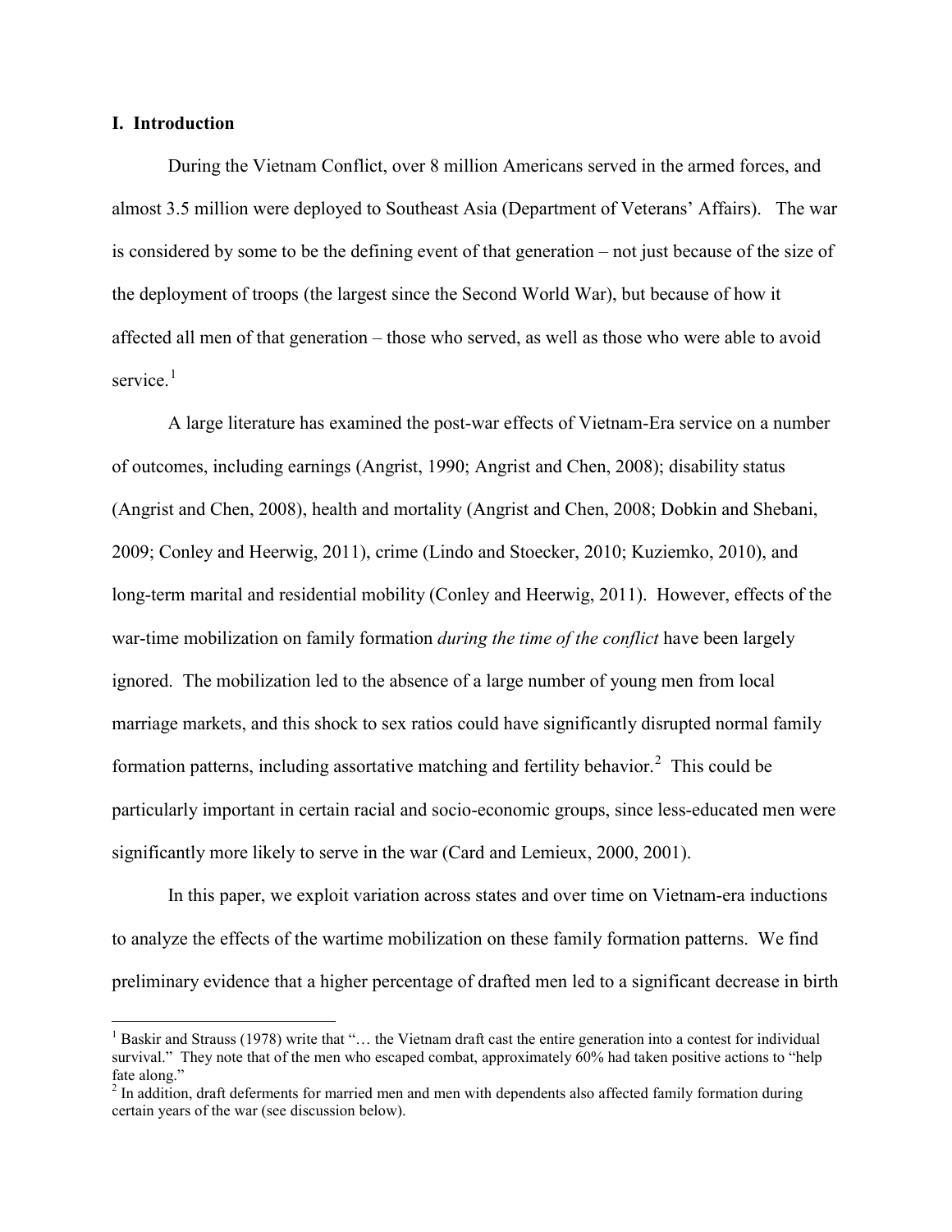## I. Introduction

During the Vietnam Conflict, over 8 million Americans served in the armed forces, and almost 3.5 million were deployed to Southeast Asia (Department of Veterans' Affairs). The war is considered by some to be the defining event of that generation – not just because of the size of the deployment of troops (the largest since the Second World War), but because of how it affected all men of that generation – those who served, as well as those who were able to avoid service.[1]

A large literature has examined the post-war effects of Vietnam-Era service on a number of outcomes, including earnings (Angrist, 1990; Angrist and Chen, 2008); disability status (Angrist and Chen, 2008), health and mortality (Angrist and Chen, 2008; Dobkin and Shebani, 2009; Conley and Heerwig, 2011), crime (Lindo and Stoecker, 2010; Kuziemko, 2010), and long-term marital and residential mobility (Conley and Heerwig, 2011). However, effects of the war-time mobilization on family formation *during the time of the conflict* have been largely ignored. The mobilization led to the absence of a large number of young men from local marriage markets, and this shock to sex ratios could have significantly disrupted normal family formation patterns, including assortative matching and fertility behavior.[2] This could be particularly important in certain racial and socio-economic groups, since less-educated men were significantly more likely to serve in the war (Card and Lemieux, 2000, 2001).

In this paper, we exploit variation across states and over time on Vietnam-era inductions to analyze the effects of the wartime mobilization on these family formation patterns. We find preliminary evidence that a higher percentage of drafted men led to a significant decrease in birth

[1] Baskir and Strauss (1978) write that "… the Vietnam draft cast the entire generation into a contest for individual survival." They note that of the men who escaped combat, approximately 60% had taken positive actions to "help fate along."

[2] In addition, draft deferments for married men and men with dependents also affected family formation during certain years of the war (see discussion below).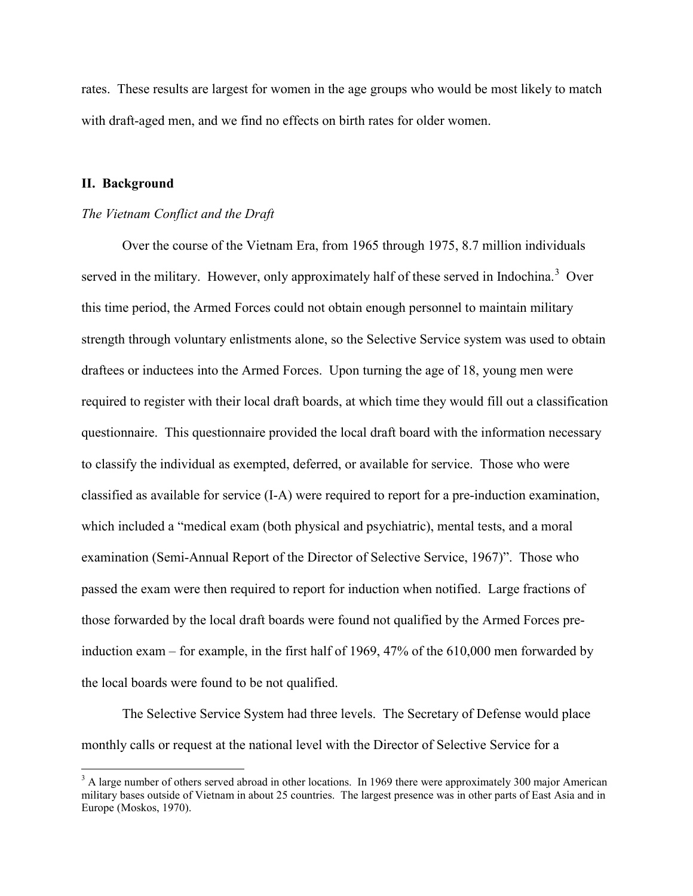rates. These results are largest for women in the age groups who would be most likely to match with draft-aged men, and we find no effects on birth rates for older women.

## II. Background

*The Vietnam Conflict and the Draft*

Over the course of the Vietnam Era, from 1965 through 1975, 8.7 million individuals served in the military. However, only approximately half of these served in Indochina.[3] Over this time period, the Armed Forces could not obtain enough personnel to maintain military strength through voluntary enlistments alone, so the Selective Service system was used to obtain draftees or inductees into the Armed Forces. Upon turning the age of 18, young men were required to register with their local draft boards, at which time they would fill out a classification questionnaire. This questionnaire provided the local draft board with the information necessary to classify the individual as exempted, deferred, or available for service. Those who were classified as available for service (I-A) were required to report for a pre-induction examination, which included a "medical exam (both physical and psychiatric), mental tests, and a moral examination (Semi-Annual Report of the Director of Selective Service, 1967)". Those who passed the exam were then required to report for induction when notified. Large fractions of those forwarded by the local draft boards were found not qualified by the Armed Forces pre-induction exam – for example, in the first half of 1969, 47% of the 610,000 men forwarded by the local boards were found to be not qualified.

The Selective Service System had three levels. The Secretary of Defense would place monthly calls or request at the national level with the Director of Selective Service for a

[3] A large number of others served abroad in other locations. In 1969 there were approximately 300 major American military bases outside of Vietnam in about 25 countries. The largest presence was in other parts of East Asia and in Europe (Moskos, 1970).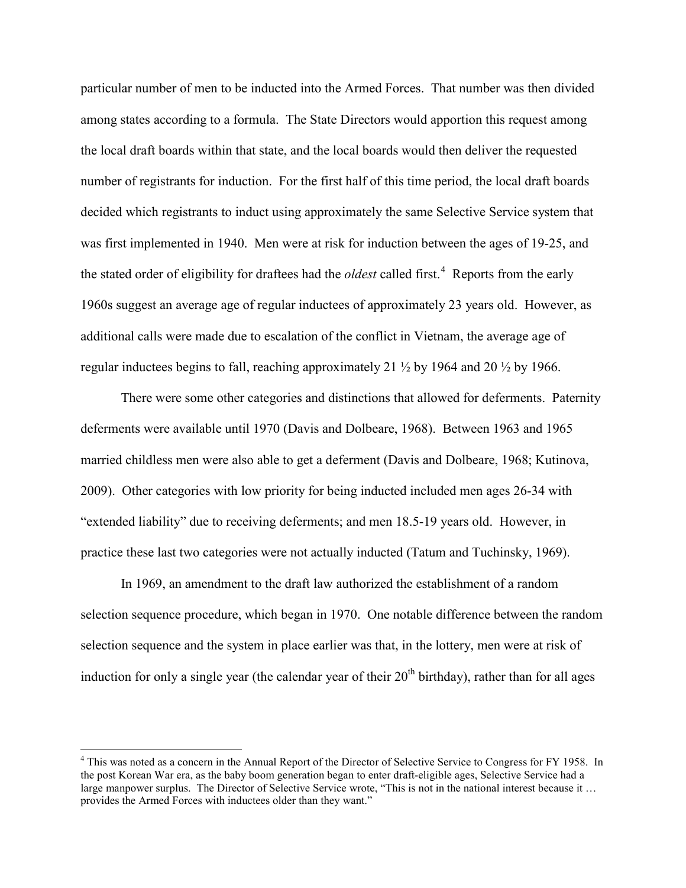particular number of men to be inducted into the Armed Forces. That number was then divided among states according to a formula. The State Directors would apportion this request among the local draft boards within that state, and the local boards would then deliver the requested number of registrants for induction. For the first half of this time period, the local draft boards decided which registrants to induct using approximately the same Selective Service system that was first implemented in 1940. Men were at risk for induction between the ages of 19-25, and the stated order of eligibility for draftees had the *oldest* called first.[4] Reports from the early 1960s suggest an average age of regular inductees of approximately 23 years old. However, as additional calls were made due to escalation of the conflict in Vietnam, the average age of regular inductees begins to fall, reaching approximately 21 ½ by 1964 and 20 ½ by 1966.

There were some other categories and distinctions that allowed for deferments. Paternity deferments were available until 1970 (Davis and Dolbeare, 1968). Between 1963 and 1965 married childless men were also able to get a deferment (Davis and Dolbeare, 1968; Kutinova, 2009). Other categories with low priority for being inducted included men ages 26-34 with "extended liability" due to receiving deferments; and men 18.5-19 years old. However, in practice these last two categories were not actually inducted (Tatum and Tuchinsky, 1969).

In 1969, an amendment to the draft law authorized the establishment of a random selection sequence procedure, which began in 1970. One notable difference between the random selection sequence and the system in place earlier was that, in the lottery, men were at risk of induction for only a single year (the calendar year of their 20th birthday), rather than for all ages

[4] This was noted as a concern in the Annual Report of the Director of Selective Service to Congress for FY 1958. In the post Korean War era, as the baby boom generation began to enter draft-eligible ages, Selective Service had a large manpower surplus. The Director of Selective Service wrote, "This is not in the national interest because it … provides the Armed Forces with inductees older than they want."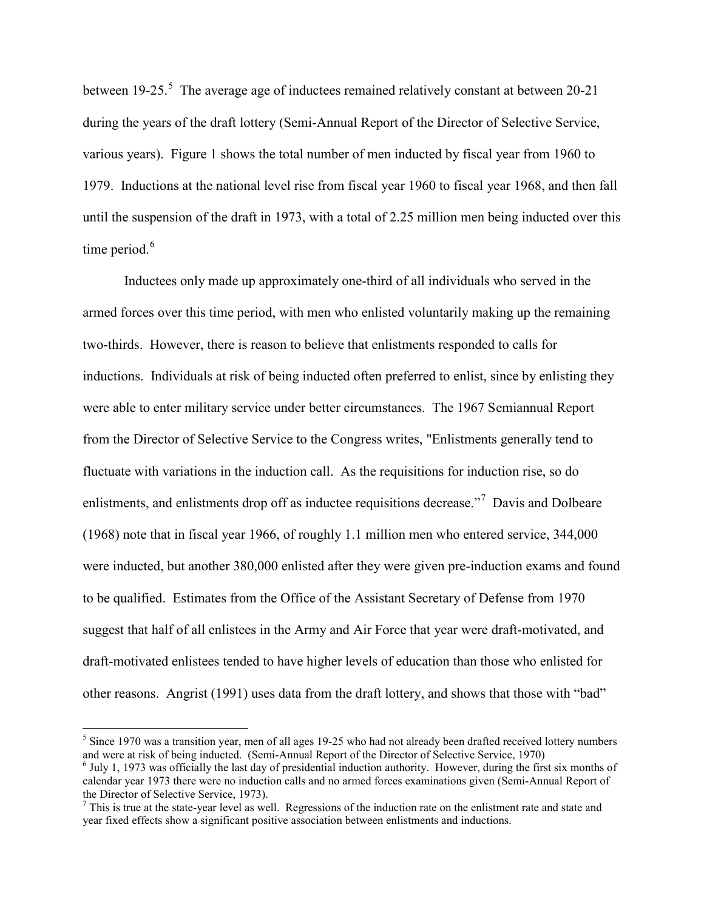between 19-25.[5] The average age of inductees remained relatively constant at between 20-21 during the years of the draft lottery (Semi-Annual Report of the Director of Selective Service, various years). Figure 1 shows the total number of men inducted by fiscal year from 1960 to 1979. Inductions at the national level rise from fiscal year 1960 to fiscal year 1968, and then fall until the suspension of the draft in 1973, with a total of 2.25 million men being inducted over this time period.[6]

Inductees only made up approximately one-third of all individuals who served in the armed forces over this time period, with men who enlisted voluntarily making up the remaining two-thirds. However, there is reason to believe that enlistments responded to calls for inductions. Individuals at risk of being inducted often preferred to enlist, since by enlisting they were able to enter military service under better circumstances. The 1967 Semiannual Report from the Director of Selective Service to the Congress writes, "Enlistments generally tend to fluctuate with variations in the induction call. As the requisitions for induction rise, so do enlistments, and enlistments drop off as inductee requisitions decrease."[7] Davis and Dolbeare (1968) note that in fiscal year 1966, of roughly 1.1 million men who entered service, 344,000 were inducted, but another 380,000 enlisted after they were given pre-induction exams and found to be qualified. Estimates from the Office of the Assistant Secretary of Defense from 1970 suggest that half of all enlistees in the Army and Air Force that year were draft-motivated, and draft-motivated enlistees tended to have higher levels of education than those who enlisted for other reasons. Angrist (1991) uses data from the draft lottery, and shows that those with "bad"

[5] Since 1970 was a transition year, men of all ages 19-25 who had not already been drafted received lottery numbers and were at risk of being inducted. (Semi-Annual Report of the Director of Selective Service, 1970)

[6] July 1, 1973 was officially the last day of presidential induction authority. However, during the first six months of calendar year 1973 there were no induction calls and no armed forces examinations given (Semi-Annual Report of the Director of Selective Service, 1973).

[7] This is true at the state-year level as well. Regressions of the induction rate on the enlistment rate and state and year fixed effects show a significant positive association between enlistments and inductions.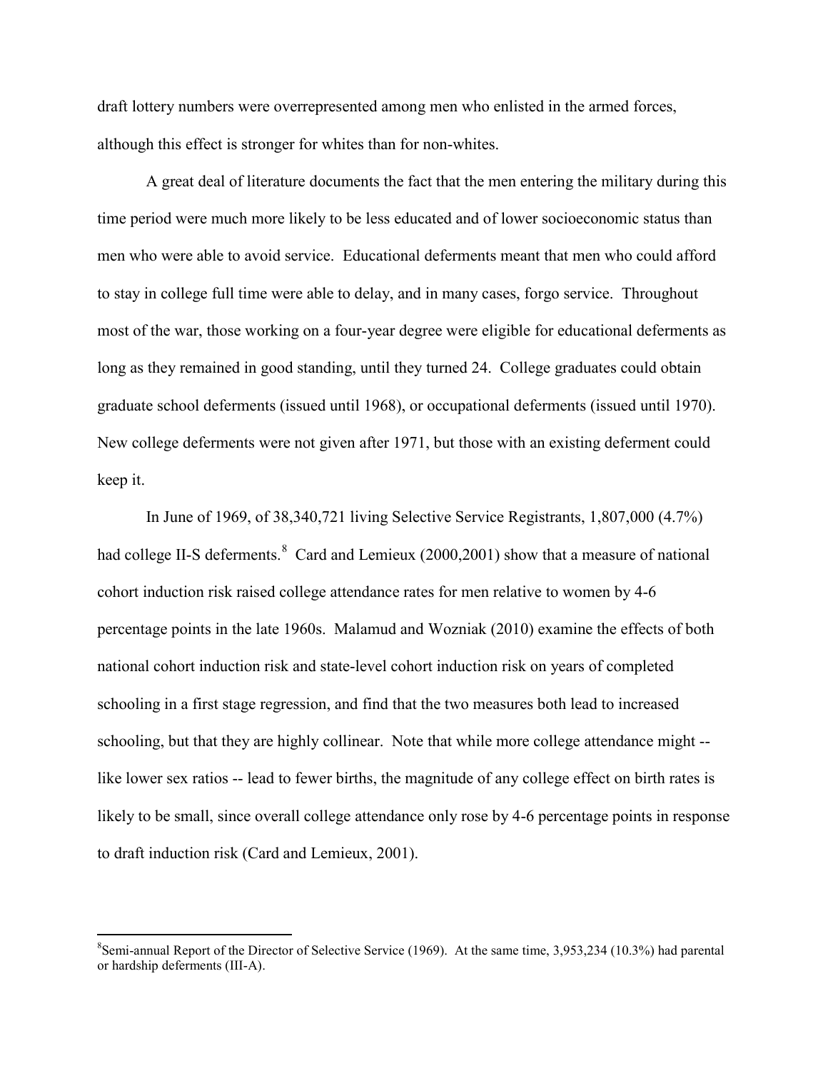draft lottery numbers were overrepresented among men who enlisted in the armed forces, although this effect is stronger for whites than for non-whites.

A great deal of literature documents the fact that the men entering the military during this time period were much more likely to be less educated and of lower socioeconomic status than men who were able to avoid service. Educational deferments meant that men who could afford to stay in college full time were able to delay, and in many cases, forgo service. Throughout most of the war, those working on a four-year degree were eligible for educational deferments as long as they remained in good standing, until they turned 24. College graduates could obtain graduate school deferments (issued until 1968), or occupational deferments (issued until 1970). New college deferments were not given after 1971, but those with an existing deferment could keep it.

In June of 1969, of 38,340,721 living Selective Service Registrants, 1,807,000 (4.7%) had college II-S deferments.[8] Card and Lemieux (2000,2001) show that a measure of national cohort induction risk raised college attendance rates for men relative to women by 4-6 percentage points in the late 1960s. Malamud and Wozniak (2010) examine the effects of both national cohort induction risk and state-level cohort induction risk on years of completed schooling in a first stage regression, and find that the two measures both lead to increased schooling, but that they are highly collinear. Note that while more college attendance might -- like lower sex ratios -- lead to fewer births, the magnitude of any college effect on birth rates is likely to be small, since overall college attendance only rose by 4-6 percentage points in response to draft induction risk (Card and Lemieux, 2001).

[8]Semi-annual Report of the Director of Selective Service (1969). At the same time, 3,953,234 (10.3%) had parental or hardship deferments (III-A).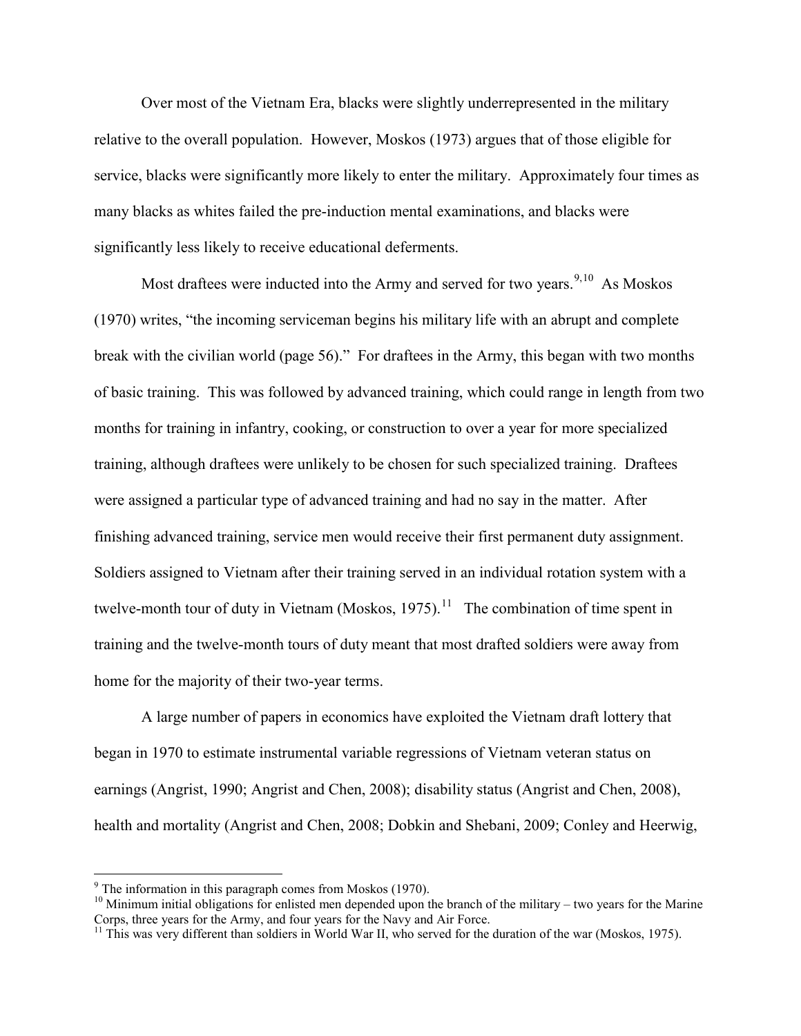Over most of the Vietnam Era, blacks were slightly underrepresented in the military relative to the overall population. However, Moskos (1973) argues that of those eligible for service, blacks were significantly more likely to enter the military. Approximately four times as many blacks as whites failed the pre-induction mental examinations, and blacks were significantly less likely to receive educational deferments.

Most draftees were inducted into the Army and served for two years.[9,10] As Moskos (1970) writes, "the incoming serviceman begins his military life with an abrupt and complete break with the civilian world (page 56)." For draftees in the Army, this began with two months of basic training. This was followed by advanced training, which could range in length from two months for training in infantry, cooking, or construction to over a year for more specialized training, although draftees were unlikely to be chosen for such specialized training. Draftees were assigned a particular type of advanced training and had no say in the matter. After finishing advanced training, service men would receive their first permanent duty assignment. Soldiers assigned to Vietnam after their training served in an individual rotation system with a twelve-month tour of duty in Vietnam (Moskos, 1975).[11] The combination of time spent in training and the twelve-month tours of duty meant that most drafted soldiers were away from home for the majority of their two-year terms.

A large number of papers in economics have exploited the Vietnam draft lottery that began in 1970 to estimate instrumental variable regressions of Vietnam veteran status on earnings (Angrist, 1990; Angrist and Chen, 2008); disability status (Angrist and Chen, 2008), health and mortality (Angrist and Chen, 2008; Dobkin and Shebani, 2009; Conley and Heerwig,

[9] The information in this paragraph comes from Moskos (1970).

[10] Minimum initial obligations for enlisted men depended upon the branch of the military – two years for the Marine Corps, three years for the Army, and four years for the Navy and Air Force.

[11] This was very different than soldiers in World War II, who served for the duration of the war (Moskos, 1975).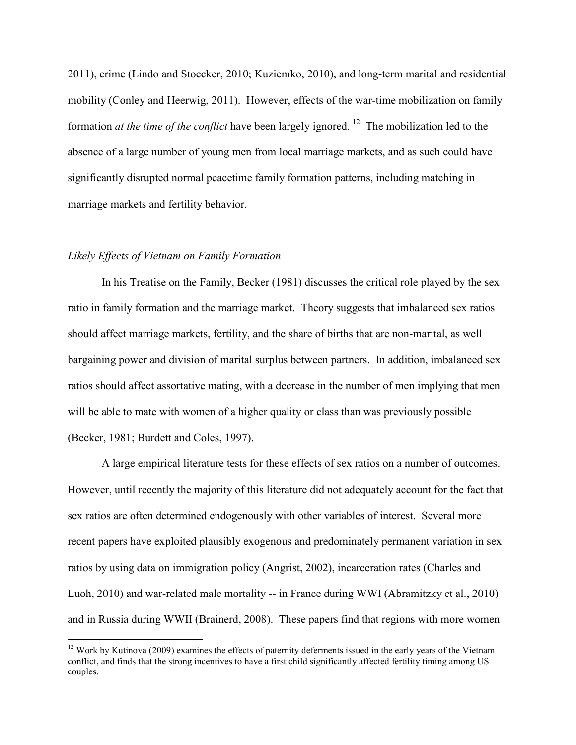2011), crime (Lindo and Stoecker, 2010; Kuziemko, 2010), and long-term marital and residential mobility (Conley and Heerwig, 2011). However, effects of the war-time mobilization on family formation *at the time of the conflict* have been largely ignored. [12] The mobilization led to the absence of a large number of young men from local marriage markets, and as such could have significantly disrupted normal peacetime family formation patterns, including matching in marriage markets and fertility behavior.

### *Likely Effects of Vietnam on Family Formation*

In his Treatise on the Family, Becker (1981) discusses the critical role played by the sex ratio in family formation and the marriage market. Theory suggests that imbalanced sex ratios should affect marriage markets, fertility, and the share of births that are non-marital, as well bargaining power and division of marital surplus between partners. In addition, imbalanced sex ratios should affect assortative mating, with a decrease in the number of men implying that men will be able to mate with women of a higher quality or class than was previously possible (Becker, 1981; Burdett and Coles, 1997).

A large empirical literature tests for these effects of sex ratios on a number of outcomes. However, until recently the majority of this literature did not adequately account for the fact that sex ratios are often determined endogenously with other variables of interest. Several more recent papers have exploited plausibly exogenous and predominately permanent variation in sex ratios by using data on immigration policy (Angrist, 2002), incarceration rates (Charles and Luoh, 2010) and war-related male mortality -- in France during WWI (Abramitzky et al., 2010) and in Russia during WWII (Brainerd, 2008). These papers find that regions with more women

[12] Work by Kutinova (2009) examines the effects of paternity deferments issued in the early years of the Vietnam conflict, and finds that the strong incentives to have a first child significantly affected fertility timing among US couples.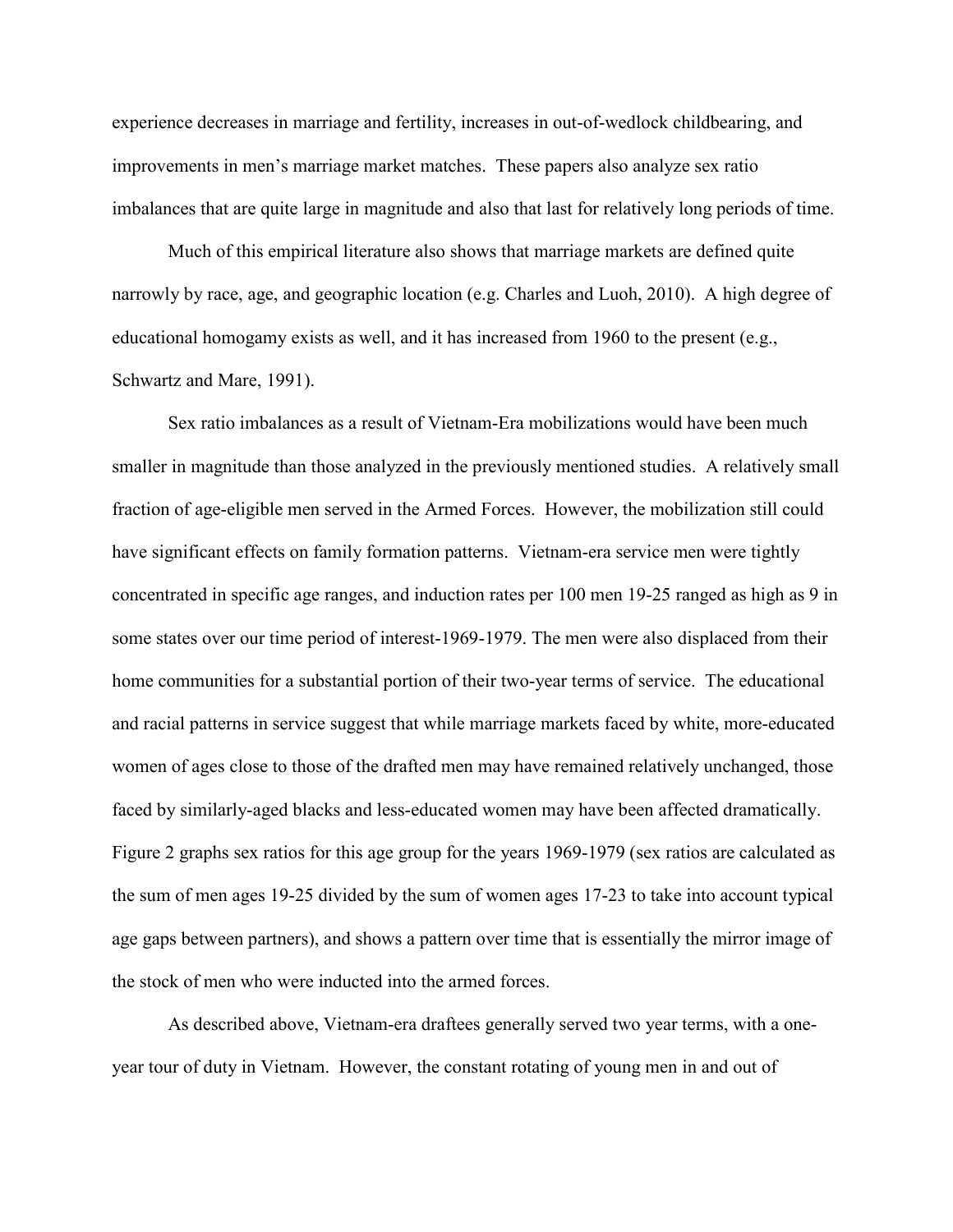experience decreases in marriage and fertility, increases in out-of-wedlock childbearing, and improvements in men's marriage market matches. These papers also analyze sex ratio imbalances that are quite large in magnitude and also that last for relatively long periods of time.

Much of this empirical literature also shows that marriage markets are defined quite narrowly by race, age, and geographic location (e.g. Charles and Luoh, 2010). A high degree of educational homogamy exists as well, and it has increased from 1960 to the present (e.g., Schwartz and Mare, 1991).

Sex ratio imbalances as a result of Vietnam-Era mobilizations would have been much smaller in magnitude than those analyzed in the previously mentioned studies. A relatively small fraction of age-eligible men served in the Armed Forces. However, the mobilization still could have significant effects on family formation patterns. Vietnam-era service men were tightly concentrated in specific age ranges, and induction rates per 100 men 19-25 ranged as high as 9 in some states over our time period of interest-1969-1979. The men were also displaced from their home communities for a substantial portion of their two-year terms of service. The educational and racial patterns in service suggest that while marriage markets faced by white, more-educated women of ages close to those of the drafted men may have remained relatively unchanged, those faced by similarly-aged blacks and less-educated women may have been affected dramatically. Figure 2 graphs sex ratios for this age group for the years 1969-1979 (sex ratios are calculated as the sum of men ages 19-25 divided by the sum of women ages 17-23 to take into account typical age gaps between partners), and shows a pattern over time that is essentially the mirror image of the stock of men who were inducted into the armed forces.

As described above, Vietnam-era draftees generally served two year terms, with a one-year tour of duty in Vietnam. However, the constant rotating of young men in and out of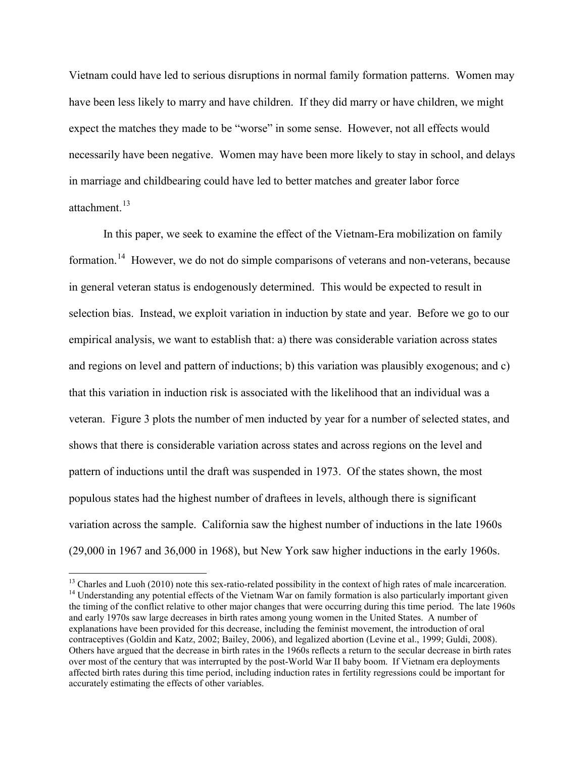Vietnam could have led to serious disruptions in normal family formation patterns. Women may have been less likely to marry and have children. If they did marry or have children, we might expect the matches they made to be "worse" in some sense. However, not all effects would necessarily have been negative. Women may have been more likely to stay in school, and delays in marriage and childbearing could have led to better matches and greater labor force attachment.[13]

In this paper, we seek to examine the effect of the Vietnam-Era mobilization on family formation.[14] However, we do not do simple comparisons of veterans and non-veterans, because in general veteran status is endogenously determined. This would be expected to result in selection bias. Instead, we exploit variation in induction by state and year. Before we go to our empirical analysis, we want to establish that: a) there was considerable variation across states and regions on level and pattern of inductions; b) this variation was plausibly exogenous; and c) that this variation in induction risk is associated with the likelihood that an individual was a veteran. Figure 3 plots the number of men inducted by year for a number of selected states, and shows that there is considerable variation across states and across regions on the level and pattern of inductions until the draft was suspended in 1973. Of the states shown, the most populous states had the highest number of draftees in levels, although there is significant variation across the sample. California saw the highest number of inductions in the late 1960s (29,000 in 1967 and 36,000 in 1968), but New York saw higher inductions in the early 1960s.

[13] Charles and Luoh (2010) note this sex-ratio-related possibility in the context of high rates of male incarceration.

[14] Understanding any potential effects of the Vietnam War on family formation is also particularly important given the timing of the conflict relative to other major changes that were occurring during this time period. The late 1960s and early 1970s saw large decreases in birth rates among young women in the United States. A number of explanations have been provided for this decrease, including the feminist movement, the introduction of oral contraceptives (Goldin and Katz, 2002; Bailey, 2006), and legalized abortion (Levine et al., 1999; Guldi, 2008). Others have argued that the decrease in birth rates in the 1960s reflects a return to the secular decrease in birth rates over most of the century that was interrupted by the post-World War II baby boom. If Vietnam era deployments affected birth rates during this time period, including induction rates in fertility regressions could be important for accurately estimating the effects of other variables.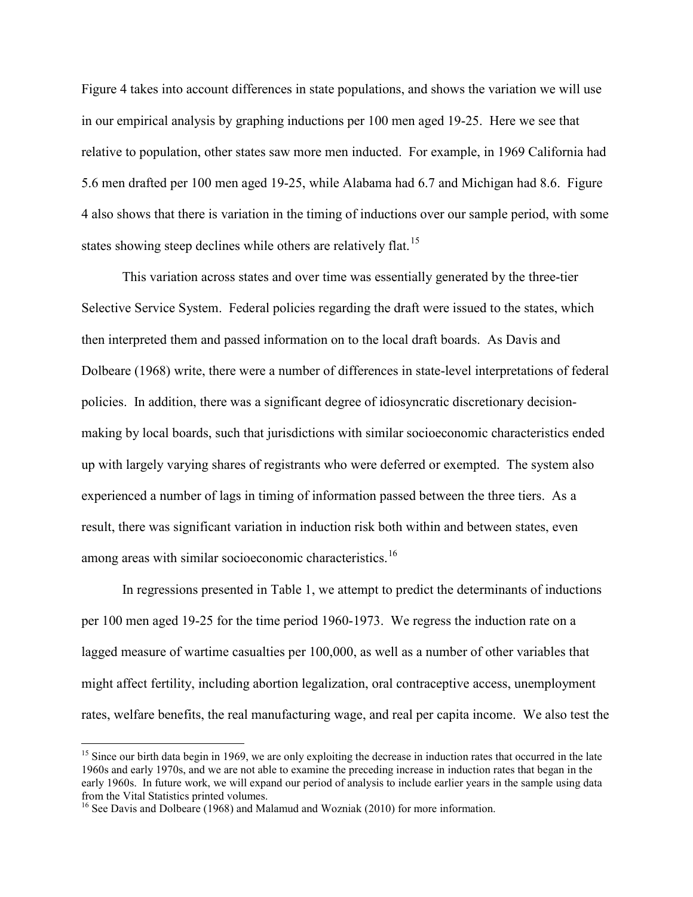Figure 4 takes into account differences in state populations, and shows the variation we will use in our empirical analysis by graphing inductions per 100 men aged 19-25. Here we see that relative to population, other states saw more men inducted. For example, in 1969 California had 5.6 men drafted per 100 men aged 19-25, while Alabama had 6.7 and Michigan had 8.6. Figure 4 also shows that there is variation in the timing of inductions over our sample period, with some states showing steep declines while others are relatively flat.[15]

This variation across states and over time was essentially generated by the three-tier Selective Service System. Federal policies regarding the draft were issued to the states, which then interpreted them and passed information on to the local draft boards. As Davis and Dolbeare (1968) write, there were a number of differences in state-level interpretations of federal policies. In addition, there was a significant degree of idiosyncratic discretionary decision-making by local boards, such that jurisdictions with similar socioeconomic characteristics ended up with largely varying shares of registrants who were deferred or exempted. The system also experienced a number of lags in timing of information passed between the three tiers. As a result, there was significant variation in induction risk both within and between states, even among areas with similar socioeconomic characteristics.[16]

In regressions presented in Table 1, we attempt to predict the determinants of inductions per 100 men aged 19-25 for the time period 1960-1973. We regress the induction rate on a lagged measure of wartime casualties per 100,000, as well as a number of other variables that might affect fertility, including abortion legalization, oral contraceptive access, unemployment rates, welfare benefits, the real manufacturing wage, and real per capita income. We also test the

[15] Since our birth data begin in 1969, we are only exploiting the decrease in induction rates that occurred in the late 1960s and early 1970s, and we are not able to examine the preceding increase in induction rates that began in the early 1960s. In future work, we will expand our period of analysis to include earlier years in the sample using data from the Vital Statistics printed volumes.

[16] See Davis and Dolbeare (1968) and Malamud and Wozniak (2010) for more information.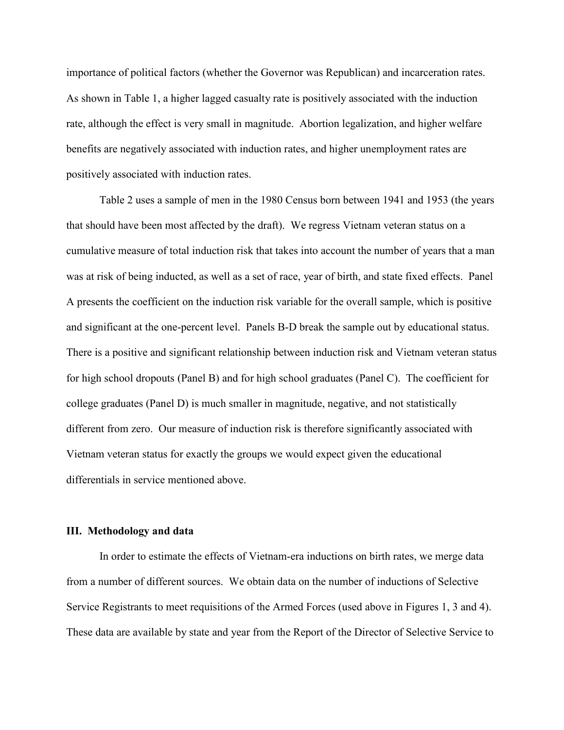importance of political factors (whether the Governor was Republican) and incarceration rates. As shown in Table 1, a higher lagged casualty rate is positively associated with the induction rate, although the effect is very small in magnitude. Abortion legalization, and higher welfare benefits are negatively associated with induction rates, and higher unemployment rates are positively associated with induction rates.

Table 2 uses a sample of men in the 1980 Census born between 1941 and 1953 (the years that should have been most affected by the draft). We regress Vietnam veteran status on a cumulative measure of total induction risk that takes into account the number of years that a man was at risk of being inducted, as well as a set of race, year of birth, and state fixed effects. Panel A presents the coefficient on the induction risk variable for the overall sample, which is positive and significant at the one-percent level. Panels B-D break the sample out by educational status. There is a positive and significant relationship between induction risk and Vietnam veteran status for high school dropouts (Panel B) and for high school graduates (Panel C). The coefficient for college graduates (Panel D) is much smaller in magnitude, negative, and not statistically different from zero. Our measure of induction risk is therefore significantly associated with Vietnam veteran status for exactly the groups we would expect given the educational differentials in service mentioned above.

### III. Methodology and data

In order to estimate the effects of Vietnam-era inductions on birth rates, we merge data from a number of different sources. We obtain data on the number of inductions of Selective Service Registrants to meet requisitions of the Armed Forces (used above in Figures 1, 3 and 4). These data are available by state and year from the Report of the Director of Selective Service to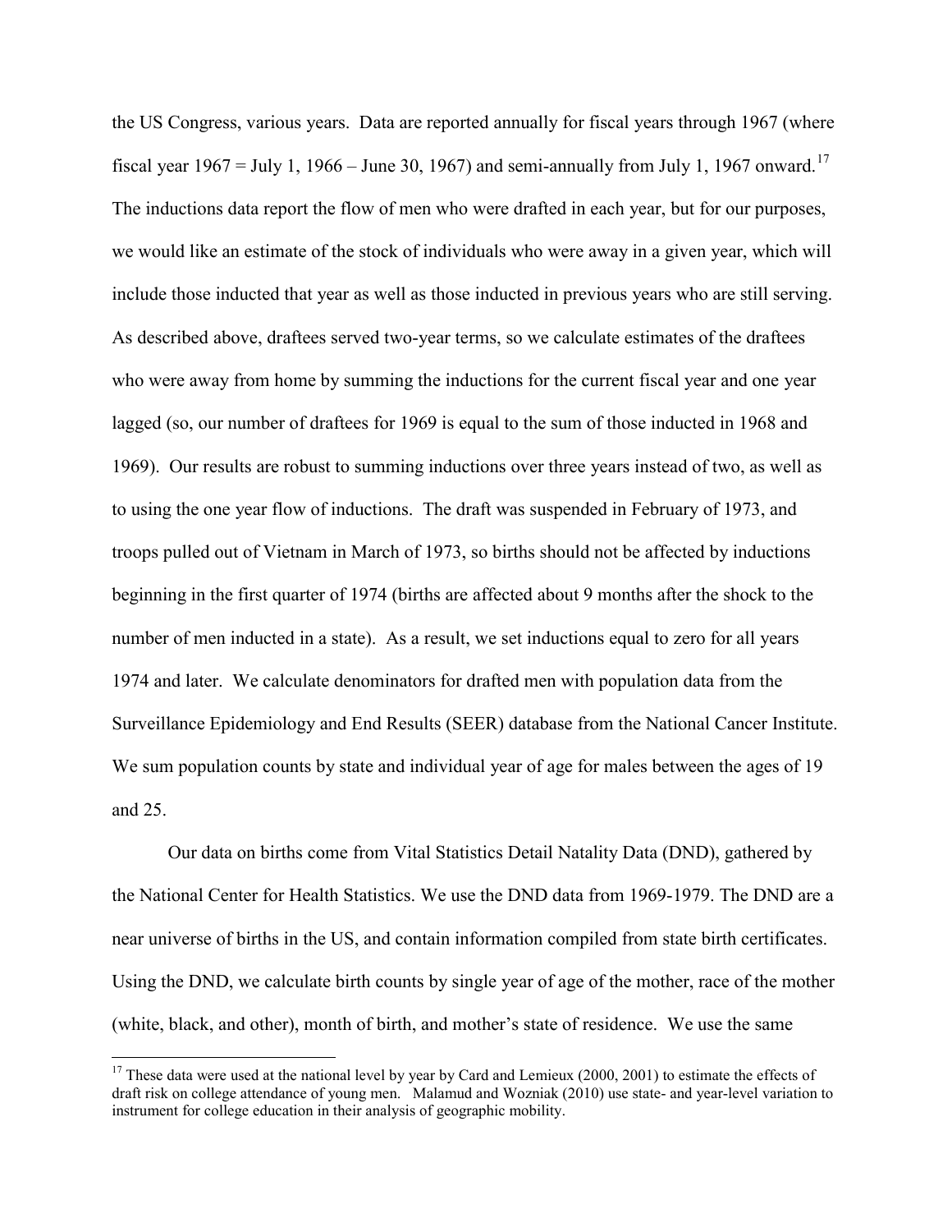the US Congress, various years. Data are reported annually for fiscal years through 1967 (where fiscal year 1967 = July 1, 1966 – June 30, 1967) and semi-annually from July 1, 1967 onward.[17] The inductions data report the flow of men who were drafted in each year, but for our purposes, we would like an estimate of the stock of individuals who were away in a given year, which will include those inducted that year as well as those inducted in previous years who are still serving. As described above, draftees served two-year terms, so we calculate estimates of the draftees who were away from home by summing the inductions for the current fiscal year and one year lagged (so, our number of draftees for 1969 is equal to the sum of those inducted in 1968 and 1969). Our results are robust to summing inductions over three years instead of two, as well as to using the one year flow of inductions. The draft was suspended in February of 1973, and troops pulled out of Vietnam in March of 1973, so births should not be affected by inductions beginning in the first quarter of 1974 (births are affected about 9 months after the shock to the number of men inducted in a state). As a result, we set inductions equal to zero for all years 1974 and later. We calculate denominators for drafted men with population data from the Surveillance Epidemiology and End Results (SEER) database from the National Cancer Institute. We sum population counts by state and individual year of age for males between the ages of 19 and 25.

Our data on births come from Vital Statistics Detail Natality Data (DND), gathered by the National Center for Health Statistics. We use the DND data from 1969-1979. The DND are a near universe of births in the US, and contain information compiled from state birth certificates. Using the DND, we calculate birth counts by single year of age of the mother, race of the mother (white, black, and other), month of birth, and mother's state of residence. We use the same

[17] These data were used at the national level by year by Card and Lemieux (2000, 2001) to estimate the effects of draft risk on college attendance of young men. Malamud and Wozniak (2010) use state- and year-level variation to instrument for college education in their analysis of geographic mobility.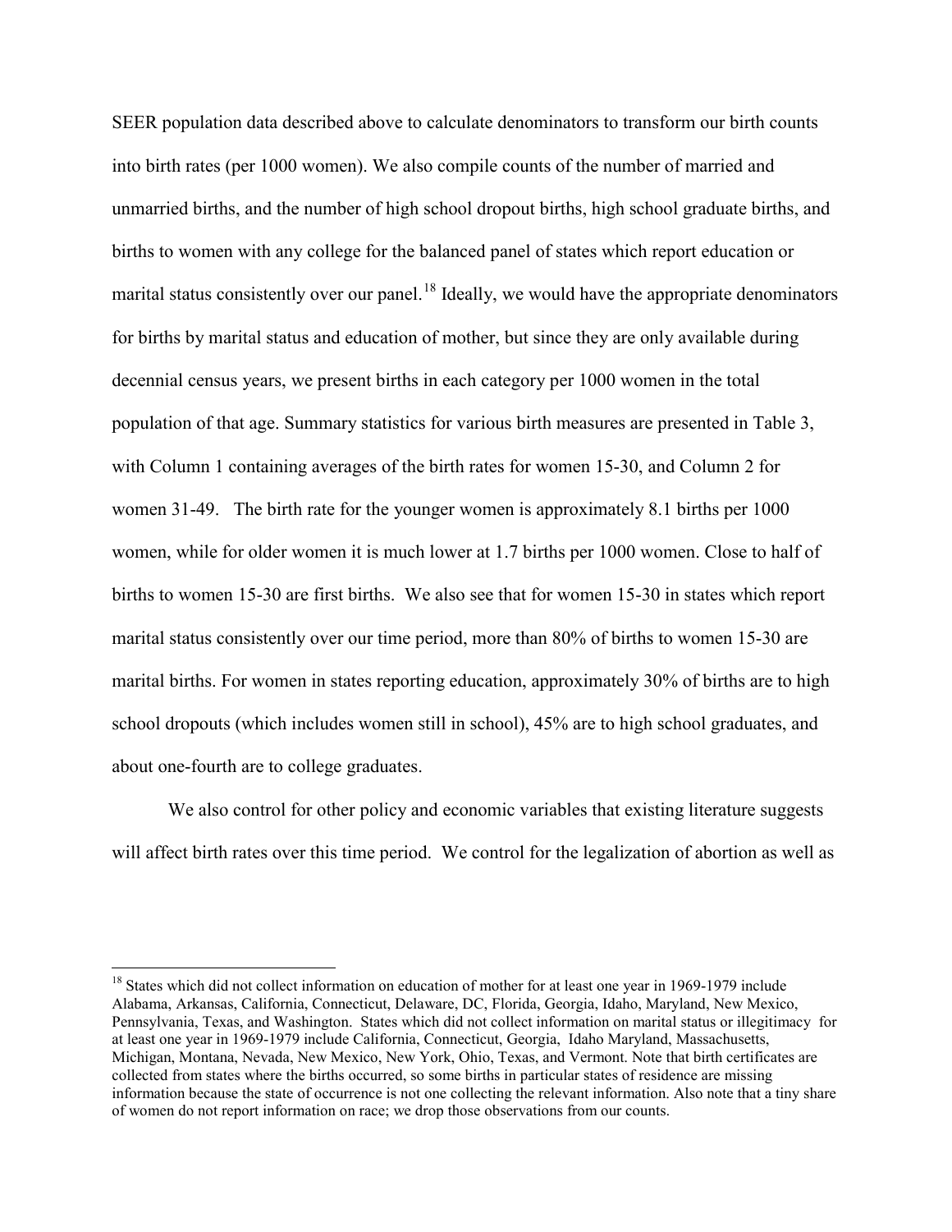SEER population data described above to calculate denominators to transform our birth counts into birth rates (per 1000 women). We also compile counts of the number of married and unmarried births, and the number of high school dropout births, high school graduate births, and births to women with any college for the balanced panel of states which report education or marital status consistently over our panel.[18] Ideally, we would have the appropriate denominators for births by marital status and education of mother, but since they are only available during decennial census years, we present births in each category per 1000 women in the total population of that age. Summary statistics for various birth measures are presented in Table 3, with Column 1 containing averages of the birth rates for women 15-30, and Column 2 for women 31-49. The birth rate for the younger women is approximately 8.1 births per 1000 women, while for older women it is much lower at 1.7 births per 1000 women. Close to half of births to women 15-30 are first births. We also see that for women 15-30 in states which report marital status consistently over our time period, more than 80% of births to women 15-30 are marital births. For women in states reporting education, approximately 30% of births are to high school dropouts (which includes women still in school), 45% are to high school graduates, and about one-fourth are to college graduates.

We also control for other policy and economic variables that existing literature suggests will affect birth rates over this time period. We control for the legalization of abortion as well as

[18] States which did not collect information on education of mother for at least one year in 1969-1979 include Alabama, Arkansas, California, Connecticut, Delaware, DC, Florida, Georgia, Idaho, Maryland, New Mexico, Pennsylvania, Texas, and Washington. States which did not collect information on marital status or illegitimacy for at least one year in 1969-1979 include California, Connecticut, Georgia, Idaho Maryland, Massachusetts, Michigan, Montana, Nevada, New Mexico, New York, Ohio, Texas, and Vermont. Note that birth certificates are collected from states where the births occurred, so some births in particular states of residence are missing information because the state of occurrence is not one collecting the relevant information. Also note that a tiny share of women do not report information on race; we drop those observations from our counts.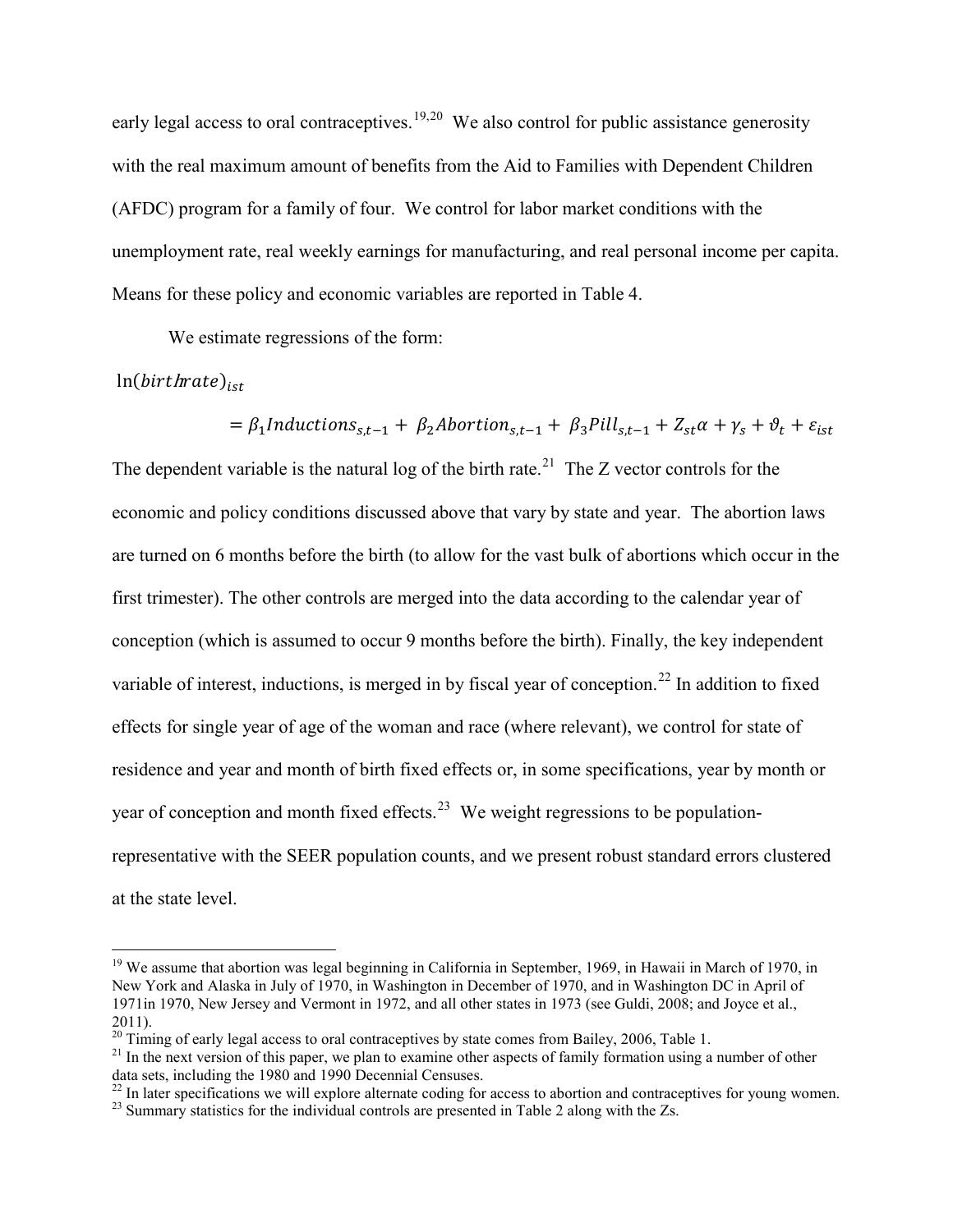early legal access to oral contraceptives.[19,20] We also control for public assistance generosity with the real maximum amount of benefits from the Aid to Families with Dependent Children (AFDC) program for a family of four. We control for labor market conditions with the unemployment rate, real weekly earnings for manufacturing, and real personal income per capita. Means for these policy and economic variables are reported in Table 4.

We estimate regressions of the form:

$$\ln(birthrate)_{ist} = \beta_1 Inductions_{s,t-1} + \beta_2 Abortion_{s,t-1} + \beta_3 Pill_{s,t-1} + Z_{st}\alpha + \gamma_s + \vartheta_t + \varepsilon_{ist}$$

The dependent variable is the natural log of the birth rate.[21] The Z vector controls for the economic and policy conditions discussed above that vary by state and year. The abortion laws are turned on 6 months before the birth (to allow for the vast bulk of abortions which occur in the first trimester). The other controls are merged into the data according to the calendar year of conception (which is assumed to occur 9 months before the birth). Finally, the key independent variable of interest, inductions, is merged in by fiscal year of conception.[22] In addition to fixed effects for single year of age of the woman and race (where relevant), we control for state of residence and year and month of birth fixed effects or, in some specifications, year by month or year of conception and month fixed effects.[23] We weight regressions to be population-representative with the SEER population counts, and we present robust standard errors clustered at the state level.

---

[19] We assume that abortion was legal beginning in California in September, 1969, in Hawaii in March of 1970, in New York and Alaska in July of 1970, in Washington in December of 1970, and in Washington DC in April of 1971in 1970, New Jersey and Vermont in 1972, and all other states in 1973 (see Guldi, 2008; and Joyce et al., 2011).

[20] Timing of early legal access to oral contraceptives by state comes from Bailey, 2006, Table 1.

[21] In the next version of this paper, we plan to examine other aspects of family formation using a number of other data sets, including the 1980 and 1990 Decennial Censuses.

[22] In later specifications we will explore alternate coding for access to abortion and contraceptives for young women.

[23] Summary statistics for the individual controls are presented in Table 2 along with the Zs.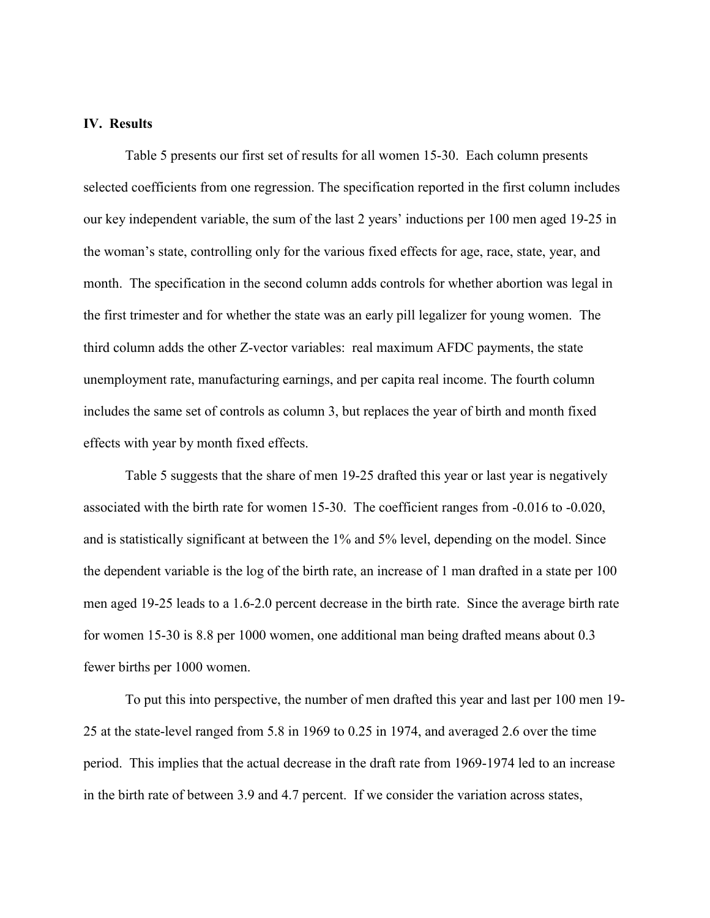## IV. Results

Table 5 presents our first set of results for all women 15-30. Each column presents selected coefficients from one regression. The specification reported in the first column includes our key independent variable, the sum of the last 2 years' inductions per 100 men aged 19-25 in the woman's state, controlling only for the various fixed effects for age, race, state, year, and month. The specification in the second column adds controls for whether abortion was legal in the first trimester and for whether the state was an early pill legalizer for young women. The third column adds the other Z-vector variables: real maximum AFDC payments, the state unemployment rate, manufacturing earnings, and per capita real income. The fourth column includes the same set of controls as column 3, but replaces the year of birth and month fixed effects with year by month fixed effects.

Table 5 suggests that the share of men 19-25 drafted this year or last year is negatively associated with the birth rate for women 15-30. The coefficient ranges from -0.016 to -0.020, and is statistically significant at between the 1% and 5% level, depending on the model. Since the dependent variable is the log of the birth rate, an increase of 1 man drafted in a state per 100 men aged 19-25 leads to a 1.6-2.0 percent decrease in the birth rate. Since the average birth rate for women 15-30 is 8.8 per 1000 women, one additional man being drafted means about 0.3 fewer births per 1000 women.

To put this into perspective, the number of men drafted this year and last per 100 men 19-25 at the state-level ranged from 5.8 in 1969 to 0.25 in 1974, and averaged 2.6 over the time period. This implies that the actual decrease in the draft rate from 1969-1974 led to an increase in the birth rate of between 3.9 and 4.7 percent. If we consider the variation across states,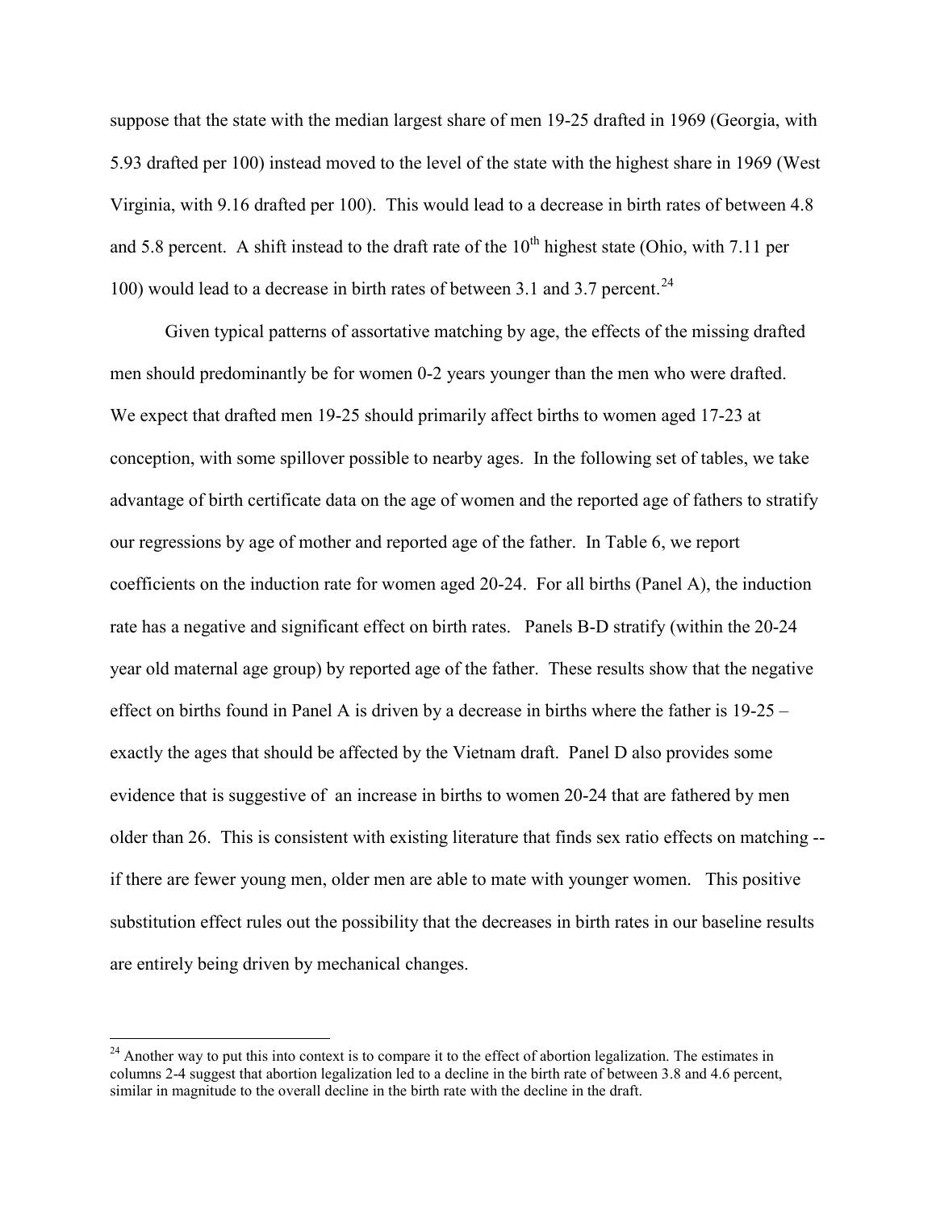suppose that the state with the median largest share of men 19-25 drafted in 1969 (Georgia, with 5.93 drafted per 100) instead moved to the level of the state with the highest share in 1969 (West Virginia, with 9.16 drafted per 100). This would lead to a decrease in birth rates of between 4.8 and 5.8 percent. A shift instead to the draft rate of the 10$^{th}$ highest state (Ohio, with 7.11 per 100) would lead to a decrease in birth rates of between 3.1 and 3.7 percent.[24]

Given typical patterns of assortative matching by age, the effects of the missing drafted men should predominantly be for women 0-2 years younger than the men who were drafted. We expect that drafted men 19-25 should primarily affect births to women aged 17-23 at conception, with some spillover possible to nearby ages. In the following set of tables, we take advantage of birth certificate data on the age of women and the reported age of fathers to stratify our regressions by age of mother and reported age of the father. In Table 6, we report coefficients on the induction rate for women aged 20-24. For all births (Panel A), the induction rate has a negative and significant effect on birth rates. Panels B-D stratify (within the 20-24 year old maternal age group) by reported age of the father. These results show that the negative effect on births found in Panel A is driven by a decrease in births where the father is 19-25 – exactly the ages that should be affected by the Vietnam draft. Panel D also provides some evidence that is suggestive of an increase in births to women 20-24 that are fathered by men older than 26. This is consistent with existing literature that finds sex ratio effects on matching -- if there are fewer young men, older men are able to mate with younger women. This positive substitution effect rules out the possibility that the decreases in birth rates in our baseline results are entirely being driven by mechanical changes.

[24] Another way to put this into context is to compare it to the effect of abortion legalization. The estimates in columns 2-4 suggest that abortion legalization led to a decline in the birth rate of between 3.8 and 4.6 percent, similar in magnitude to the overall decline in the birth rate with the decline in the draft.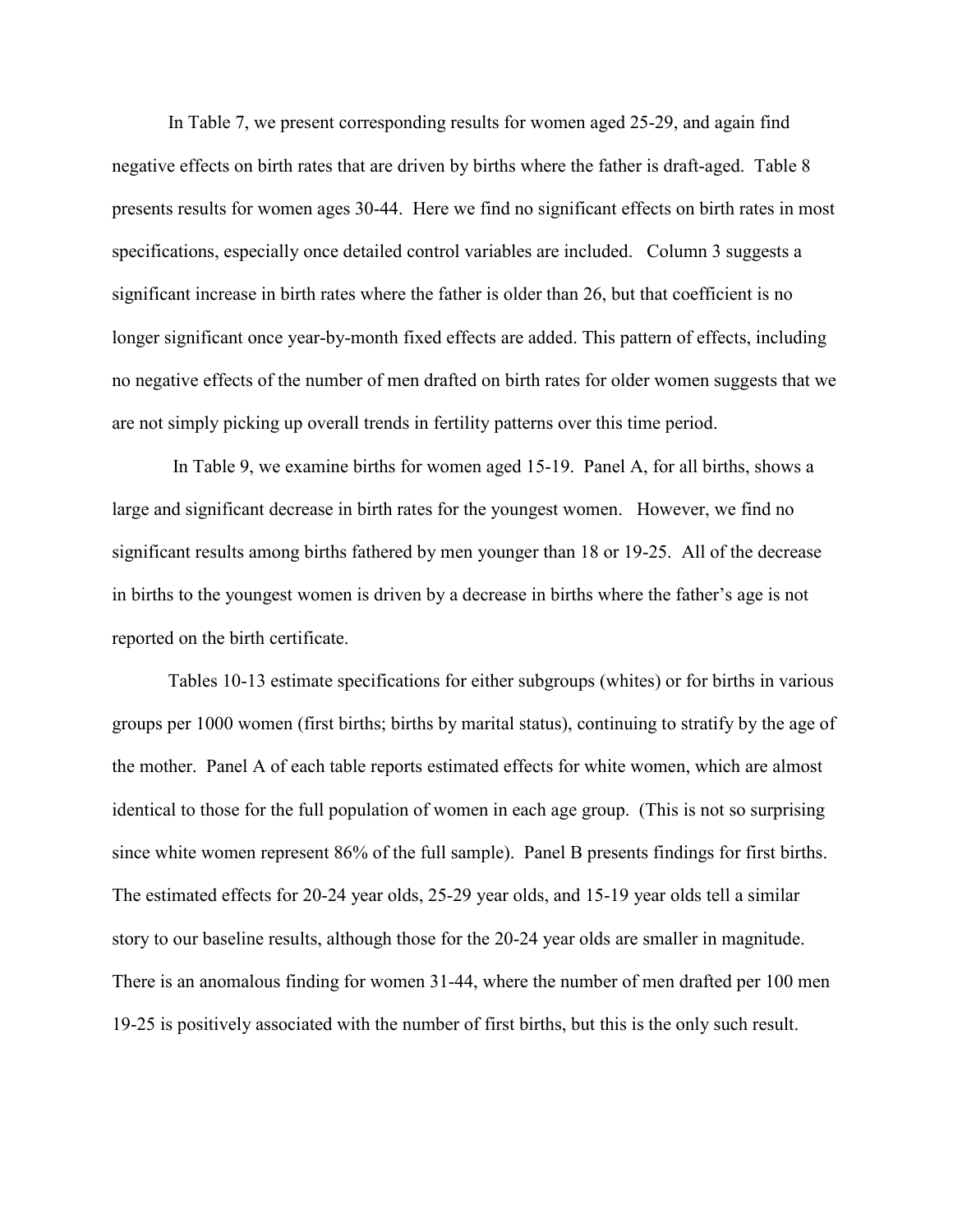In Table 7, we present corresponding results for women aged 25-29, and again find negative effects on birth rates that are driven by births where the father is draft-aged. Table 8 presents results for women ages 30-44. Here we find no significant effects on birth rates in most specifications, especially once detailed control variables are included. Column 3 suggests a significant increase in birth rates where the father is older than 26, but that coefficient is no longer significant once year-by-month fixed effects are added. This pattern of effects, including no negative effects of the number of men drafted on birth rates for older women suggests that we are not simply picking up overall trends in fertility patterns over this time period.

In Table 9, we examine births for women aged 15-19. Panel A, for all births, shows a large and significant decrease in birth rates for the youngest women. However, we find no significant results among births fathered by men younger than 18 or 19-25. All of the decrease in births to the youngest women is driven by a decrease in births where the father's age is not reported on the birth certificate.

Tables 10-13 estimate specifications for either subgroups (whites) or for births in various groups per 1000 women (first births; births by marital status), continuing to stratify by the age of the mother. Panel A of each table reports estimated effects for white women, which are almost identical to those for the full population of women in each age group. (This is not so surprising since white women represent 86% of the full sample). Panel B presents findings for first births. The estimated effects for 20-24 year olds, 25-29 year olds, and 15-19 year olds tell a similar story to our baseline results, although those for the 20-24 year olds are smaller in magnitude. There is an anomalous finding for women 31-44, where the number of men drafted per 100 men 19-25 is positively associated with the number of first births, but this is the only such result.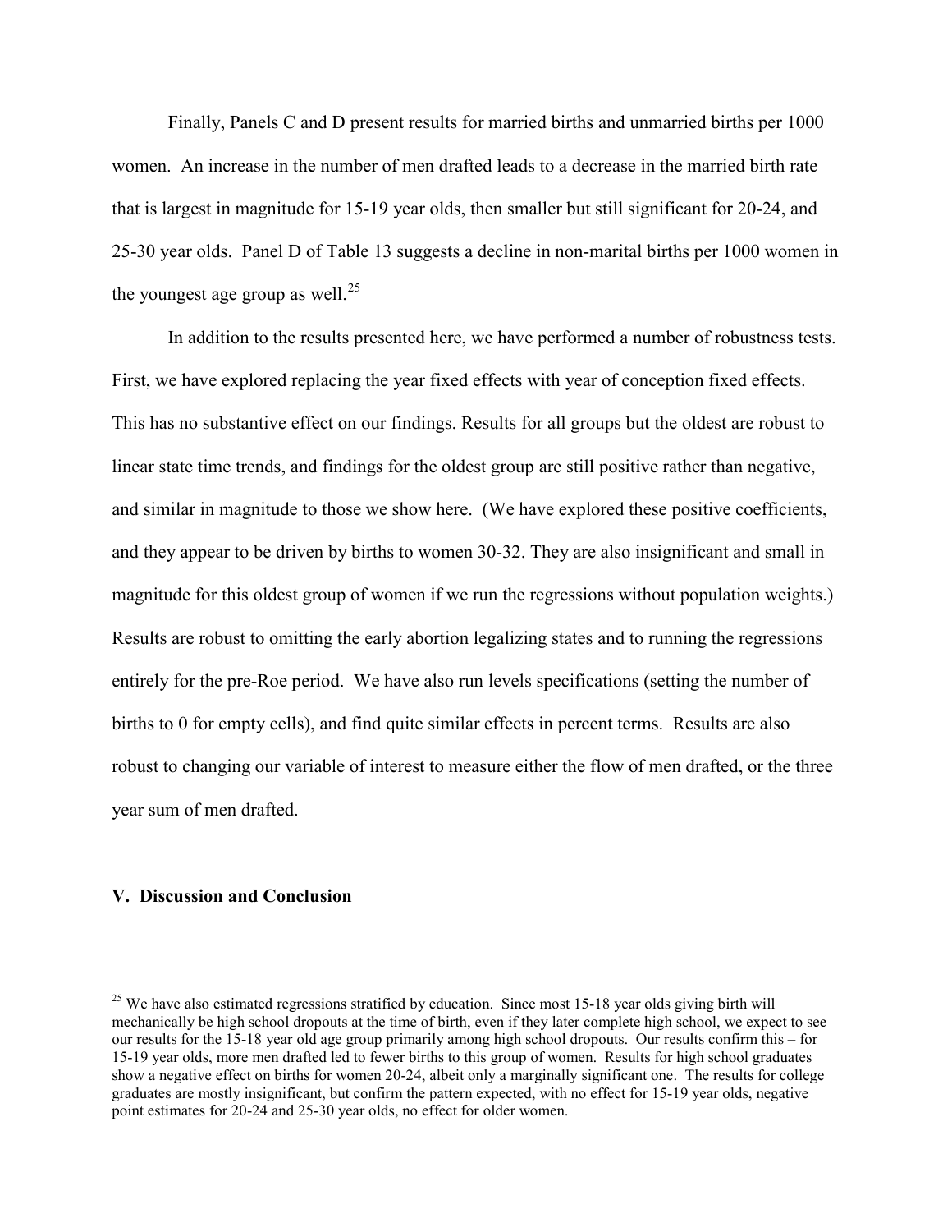Finally, Panels C and D present results for married births and unmarried births per 1000 women. An increase in the number of men drafted leads to a decrease in the married birth rate that is largest in magnitude for 15-19 year olds, then smaller but still significant for 20-24, and 25-30 year olds. Panel D of Table 13 suggests a decline in non-marital births per 1000 women in the youngest age group as well.[25]

In addition to the results presented here, we have performed a number of robustness tests. First, we have explored replacing the year fixed effects with year of conception fixed effects. This has no substantive effect on our findings. Results for all groups but the oldest are robust to linear state time trends, and findings for the oldest group are still positive rather than negative, and similar in magnitude to those we show here. (We have explored these positive coefficients, and they appear to be driven by births to women 30-32. They are also insignificant and small in magnitude for this oldest group of women if we run the regressions without population weights.) Results are robust to omitting the early abortion legalizing states and to running the regressions entirely for the pre-Roe period. We have also run levels specifications (setting the number of births to 0 for empty cells), and find quite similar effects in percent terms. Results are also robust to changing our variable of interest to measure either the flow of men drafted, or the three year sum of men drafted.

## V. Discussion and Conclusion

[25] We have also estimated regressions stratified by education. Since most 15-18 year olds giving birth will mechanically be high school dropouts at the time of birth, even if they later complete high school, we expect to see our results for the 15-18 year old age group primarily among high school dropouts. Our results confirm this – for 15-19 year olds, more men drafted led to fewer births to this group of women. Results for high school graduates show a negative effect on births for women 20-24, albeit only a marginally significant one. The results for college graduates are mostly insignificant, but confirm the pattern expected, with no effect for 15-19 year olds, negative point estimates for 20-24 and 25-30 year olds, no effect for older women.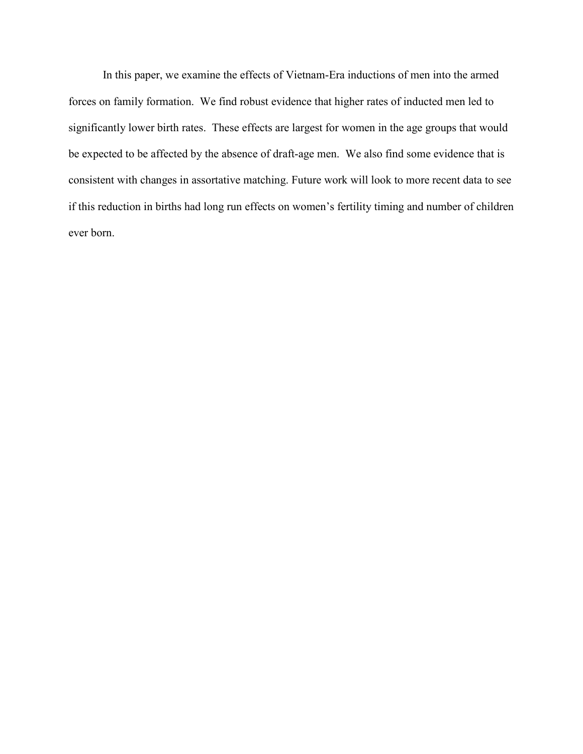In this paper, we examine the effects of Vietnam-Era inductions of men into the armed forces on family formation. We find robust evidence that higher rates of inducted men led to significantly lower birth rates. These effects are largest for women in the age groups that would be expected to be affected by the absence of draft-age men. We also find some evidence that is consistent with changes in assortative matching. Future work will look to more recent data to see if this reduction in births had long run effects on women's fertility timing and number of children ever born.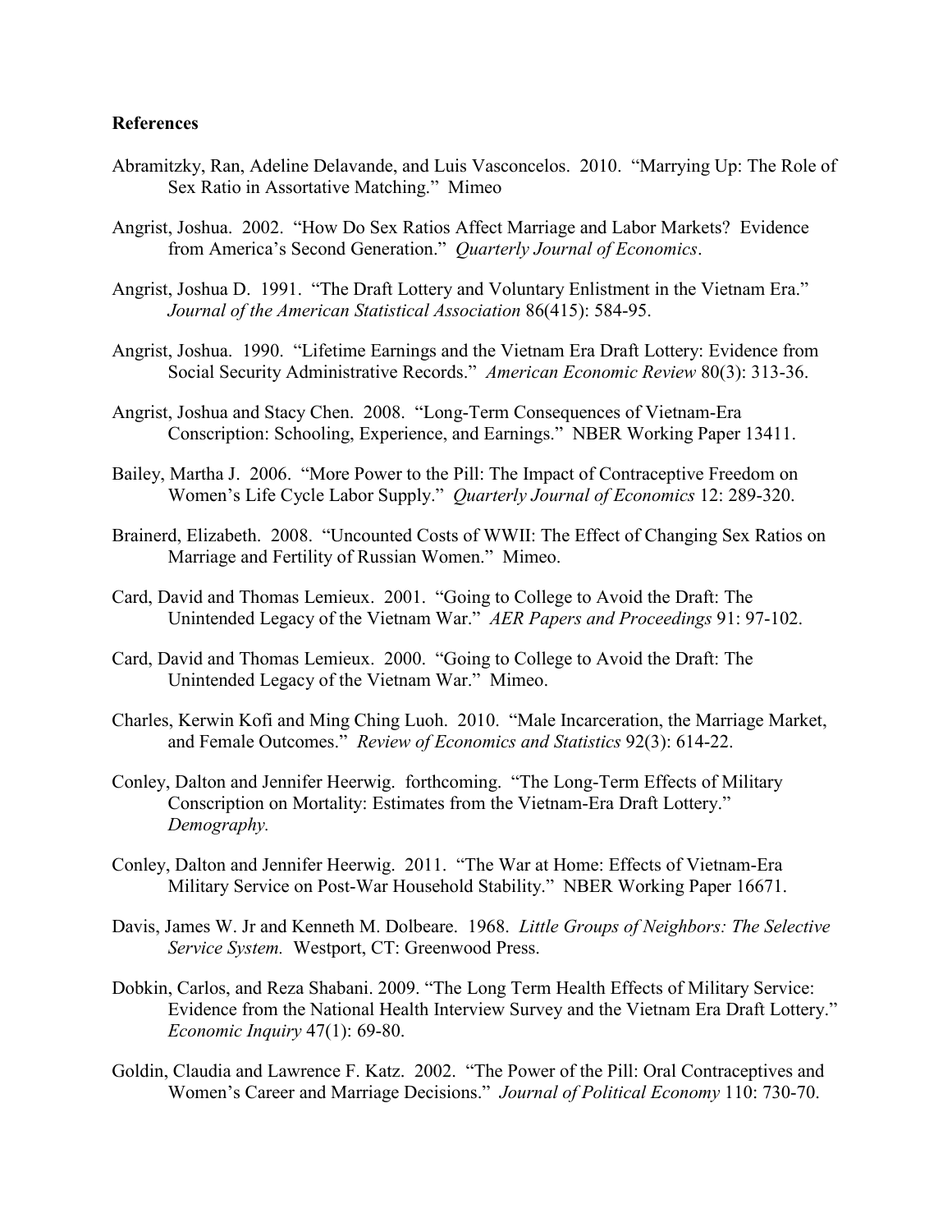**References**

Abramitzky, Ran, Adeline Delavande, and Luis Vasconcelos. 2010. "Marrying Up: The Role of Sex Ratio in Assortative Matching." Mimeo

Angrist, Joshua. 2002. "How Do Sex Ratios Affect Marriage and Labor Markets? Evidence from America's Second Generation." *Quarterly Journal of Economics*.

Angrist, Joshua D. 1991. "The Draft Lottery and Voluntary Enlistment in the Vietnam Era." *Journal of the American Statistical Association* 86(415): 584-95.

Angrist, Joshua. 1990. "Lifetime Earnings and the Vietnam Era Draft Lottery: Evidence from Social Security Administrative Records." *American Economic Review* 80(3): 313-36.

Angrist, Joshua and Stacy Chen. 2008. "Long-Term Consequences of Vietnam-Era Conscription: Schooling, Experience, and Earnings." NBER Working Paper 13411.

Bailey, Martha J. 2006. "More Power to the Pill: The Impact of Contraceptive Freedom on Women's Life Cycle Labor Supply." *Quarterly Journal of Economics* 12: 289-320.

Brainerd, Elizabeth. 2008. "Uncounted Costs of WWII: The Effect of Changing Sex Ratios on Marriage and Fertility of Russian Women." Mimeo.

Card, David and Thomas Lemieux. 2001. "Going to College to Avoid the Draft: The Unintended Legacy of the Vietnam War." *AER Papers and Proceedings* 91: 97-102.

Card, David and Thomas Lemieux. 2000. "Going to College to Avoid the Draft: The Unintended Legacy of the Vietnam War." Mimeo.

Charles, Kerwin Kofi and Ming Ching Luoh. 2010. "Male Incarceration, the Marriage Market, and Female Outcomes." *Review of Economics and Statistics* 92(3): 614-22.

Conley, Dalton and Jennifer Heerwig. forthcoming. "The Long-Term Effects of Military Conscription on Mortality: Estimates from the Vietnam-Era Draft Lottery." *Demography.*

Conley, Dalton and Jennifer Heerwig. 2011. "The War at Home: Effects of Vietnam-Era Military Service on Post-War Household Stability." NBER Working Paper 16671.

Davis, James W. Jr and Kenneth M. Dolbeare. 1968. *Little Groups of Neighbors: The Selective Service System.* Westport, CT: Greenwood Press.

Dobkin, Carlos, and Reza Shabani. 2009. "The Long Term Health Effects of Military Service: Evidence from the National Health Interview Survey and the Vietnam Era Draft Lottery." *Economic Inquiry* 47(1): 69-80.

Goldin, Claudia and Lawrence F. Katz. 2002. "The Power of the Pill: Oral Contraceptives and Women's Career and Marriage Decisions." *Journal of Political Economy* 110: 730-70.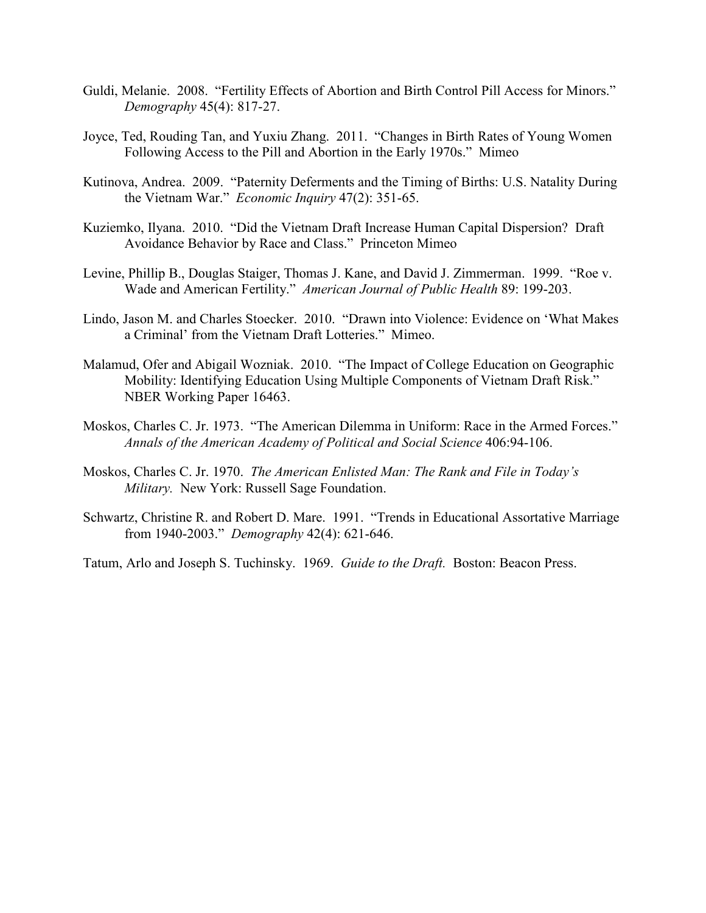Guldi, Melanie. 2008. "Fertility Effects of Abortion and Birth Control Pill Access for Minors." *Demography* 45(4): 817-27.

Joyce, Ted, Rouding Tan, and Yuxiu Zhang. 2011. "Changes in Birth Rates of Young Women Following Access to the Pill and Abortion in the Early 1970s." Mimeo

Kutinova, Andrea. 2009. "Paternity Deferments and the Timing of Births: U.S. Natality During the Vietnam War." *Economic Inquiry* 47(2): 351-65.

Kuziemko, Ilyana. 2010. "Did the Vietnam Draft Increase Human Capital Dispersion? Draft Avoidance Behavior by Race and Class." Princeton Mimeo

Levine, Phillip B., Douglas Staiger, Thomas J. Kane, and David J. Zimmerman. 1999. "Roe v. Wade and American Fertility." *American Journal of Public Health* 89: 199-203.

Lindo, Jason M. and Charles Stoecker. 2010. "Drawn into Violence: Evidence on 'What Makes a Criminal' from the Vietnam Draft Lotteries." Mimeo.

Malamud, Ofer and Abigail Wozniak. 2010. "The Impact of College Education on Geographic Mobility: Identifying Education Using Multiple Components of Vietnam Draft Risk." NBER Working Paper 16463.

Moskos, Charles C. Jr. 1973. "The American Dilemma in Uniform: Race in the Armed Forces." *Annals of the American Academy of Political and Social Science* 406:94-106.

Moskos, Charles C. Jr. 1970. *The American Enlisted Man: The Rank and File in Today's Military.* New York: Russell Sage Foundation.

Schwartz, Christine R. and Robert D. Mare. 1991. "Trends in Educational Assortative Marriage from 1940-2003." *Demography* 42(4): 621-646.

Tatum, Arlo and Joseph S. Tuchinsky. 1969. *Guide to the Draft.* Boston: Beacon Press.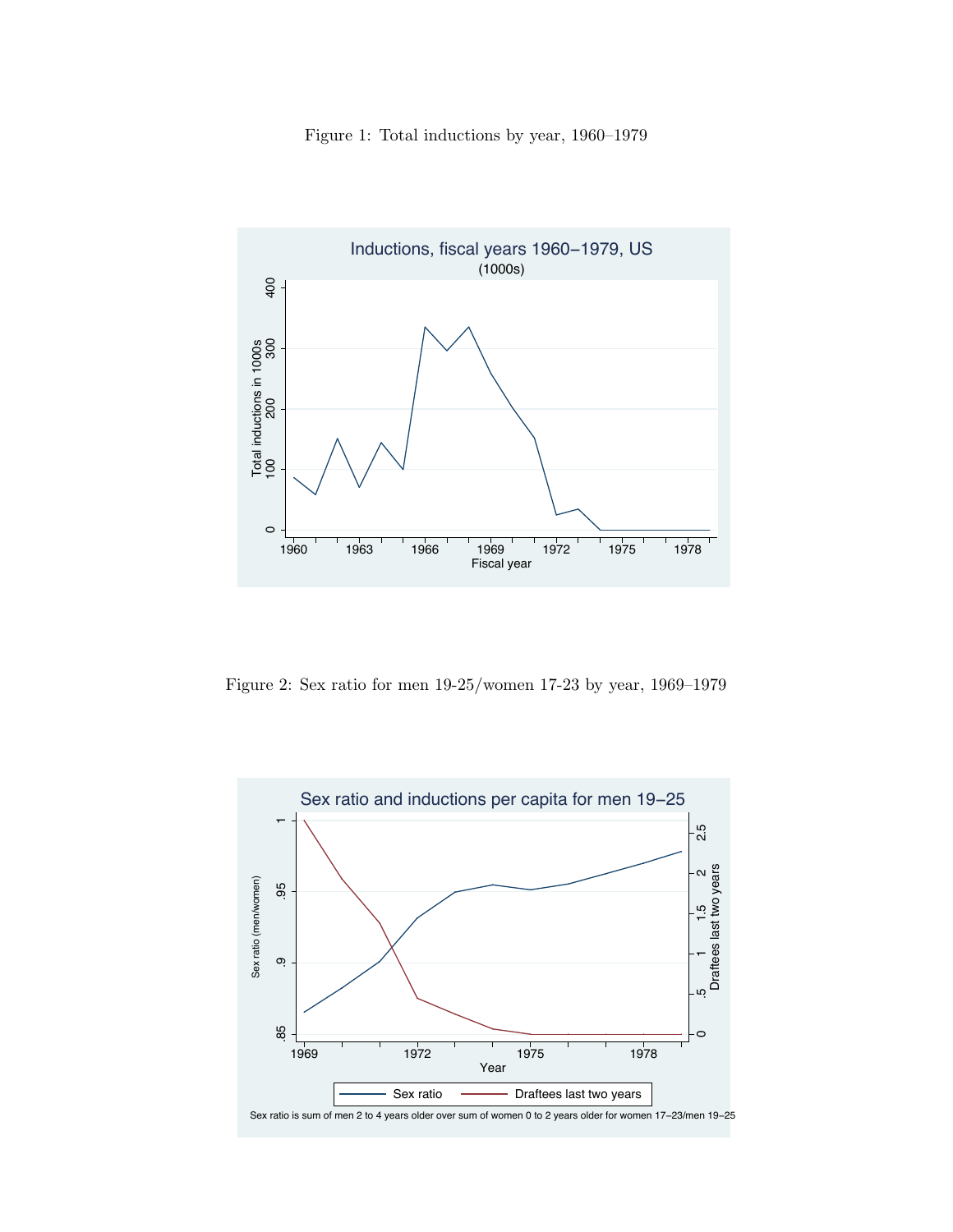Figure 1: Total inductions by year, 1960–1979

Figure 2: Sex ratio for men 19-25/women 17-23 by year, 1969–1979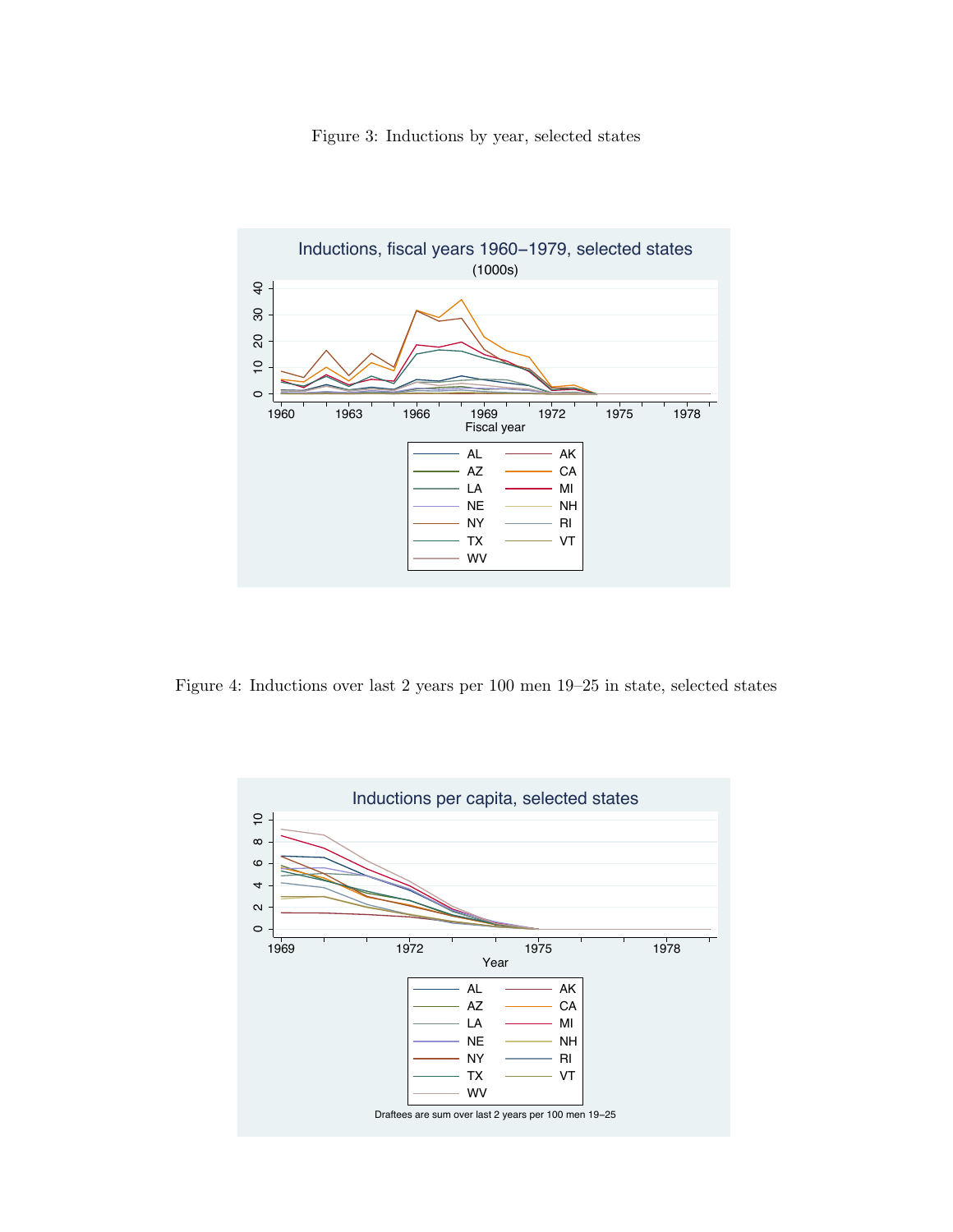Figure 3: Inductions by year, selected states

Inductions, fiscal years 1960–1979, selected states

(1000s)

0
10
20
30
40

1960
1963
1966
1969
1972
1975
1978

Fiscal year

AL
AK
AZ
CA
LA
MI
NE
NH
NY
RI
TX
VT
WV

Figure 4: Inductions over last 2 years per 100 men 19–25 in state, selected states

Inductions per capita, selected states

0
2
4
6
8
10

1969
1972
1975
1978

Year

AL
AK
AZ
CA
LA
MI
NE
NH
NY
RI
TX
VT
WV

Draftees are sum over last 2 years per 100 men 19–25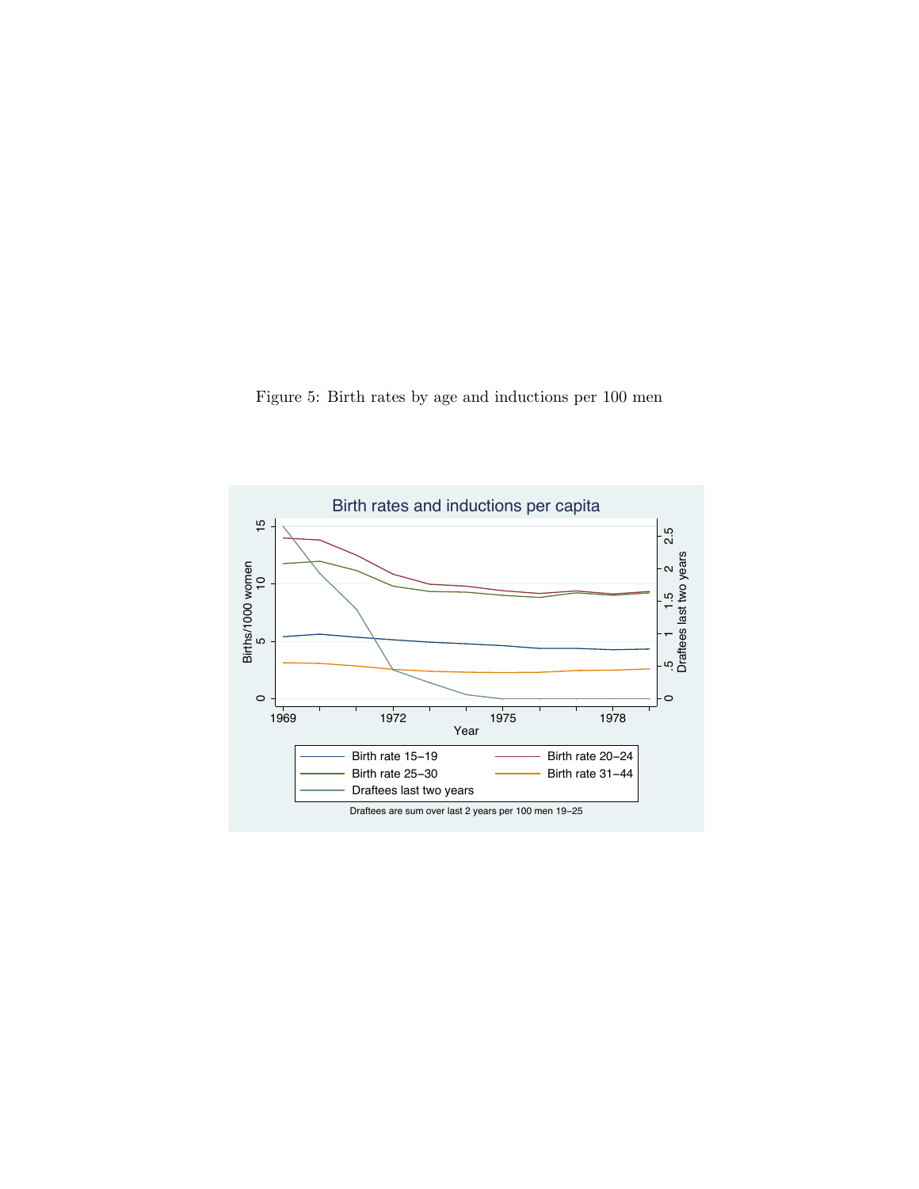Figure 5: Birth rates by age and inductions per 100 men

Birth rates and inductions per capita

Births/1000 women

0
5
10
15

Draftees last two years

0
.5
1
1.5
2
2.5

1969
1972
1975
1978

Year

Birth rate 15−19
Birth rate 20−24
Birth rate 25−30
Birth rate 31−44
Draftees last two years

Draftees are sum over last 2 years per 100 men 19−25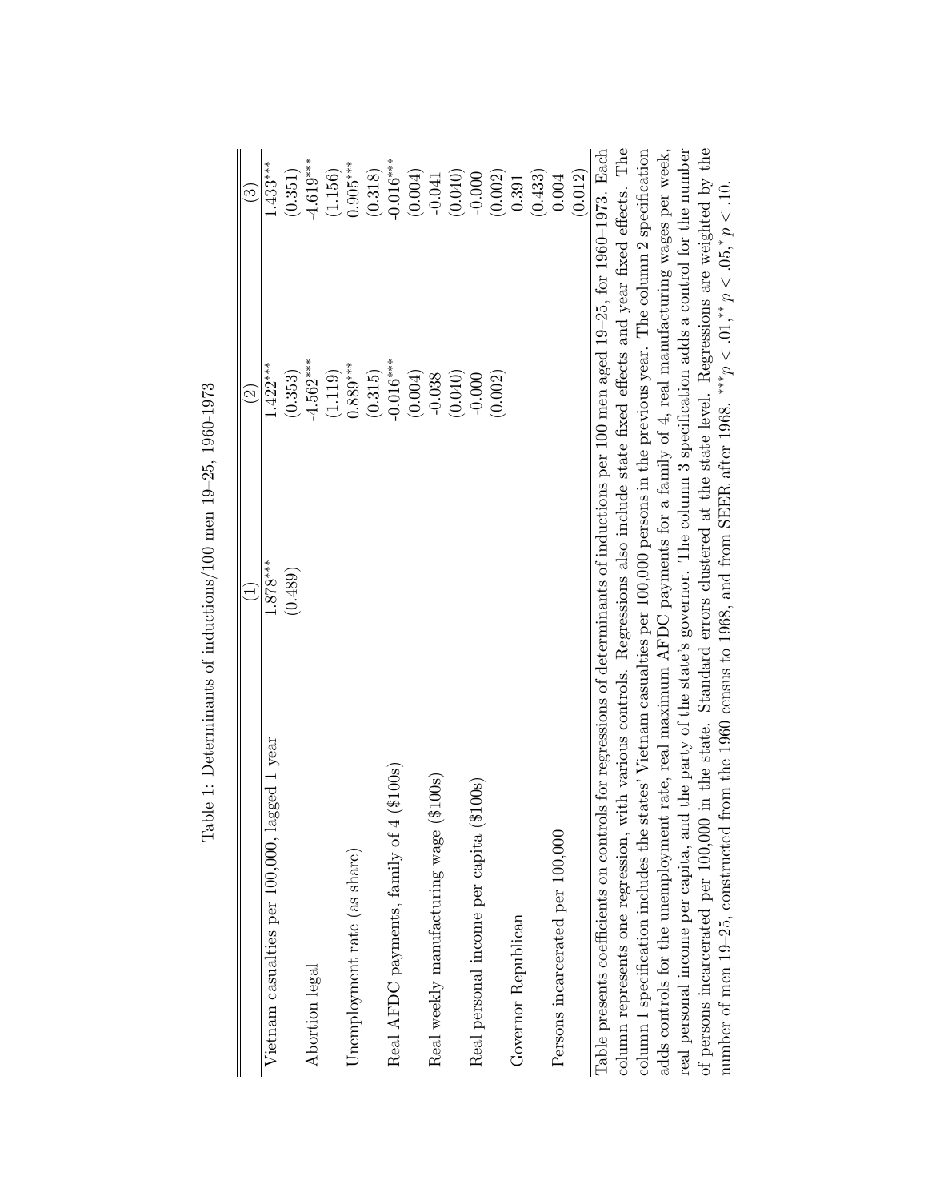Table 1: Determinants of inductions/100 men 19–25, 1960-1973

| | (1) | (2) | (3) |
|---|---|---|---|
| Vietnam casualties per 100,000, lagged 1 year | 1.878*** | 1.422*** | 1.433*** |
| | (0.489) | (0.353) | (0.351) |
| Abortion legal | | -4.562*** | -4.619*** |
| | | (1.119) | (1.156) |
| Unemployment rate (as share) | | 0.889*** | 0.905*** |
| | | (0.315) | (0.318) |
| Real AFDC payments, family of 4 ($100s) | | -0.016*** | -0.016*** |
| | | (0.004) | (0.004) |
| Real weekly manufacturing wage ($100s) | | -0.038 | -0.041 |
| | | (0.040) | (0.040) |
| Real personal income per capita ($100s) | | -0.000 | -0.000 |
| | | (0.002) | (0.002) |
| Governor Republican | | | 0.391 |
| | | | (0.433) |
| Persons incarcerated per 100,000 | | | 0.004 |
| | | | (0.012) |

Table presents coefficients on controls for regressions of determinants of inductions per 100 men aged 19–25, for 1960–1973. Each column represents one regression, with various controls. Regressions also include state fixed effects and year fixed effects. The column 1 specification includes the states' Vietnam casualties per 100,000 persons in the previous year. The column 2 specification adds controls for the unemployment rate, real maximum AFDC payments for a family of 4, real manufacturing wages per week, real personal income per capita, and the party of the state's governor. The column 3 specification adds a control for the number of persons incarcerated per 100,000 in the state. Standard errors clustered at the state level. Regressions are weighted by the number of men 19–25, constructed from the 1960 census to 1968, and from SEER after 1968. $^{***}p < .01$, $^{**}p < .05$, $^{*}p < .10$.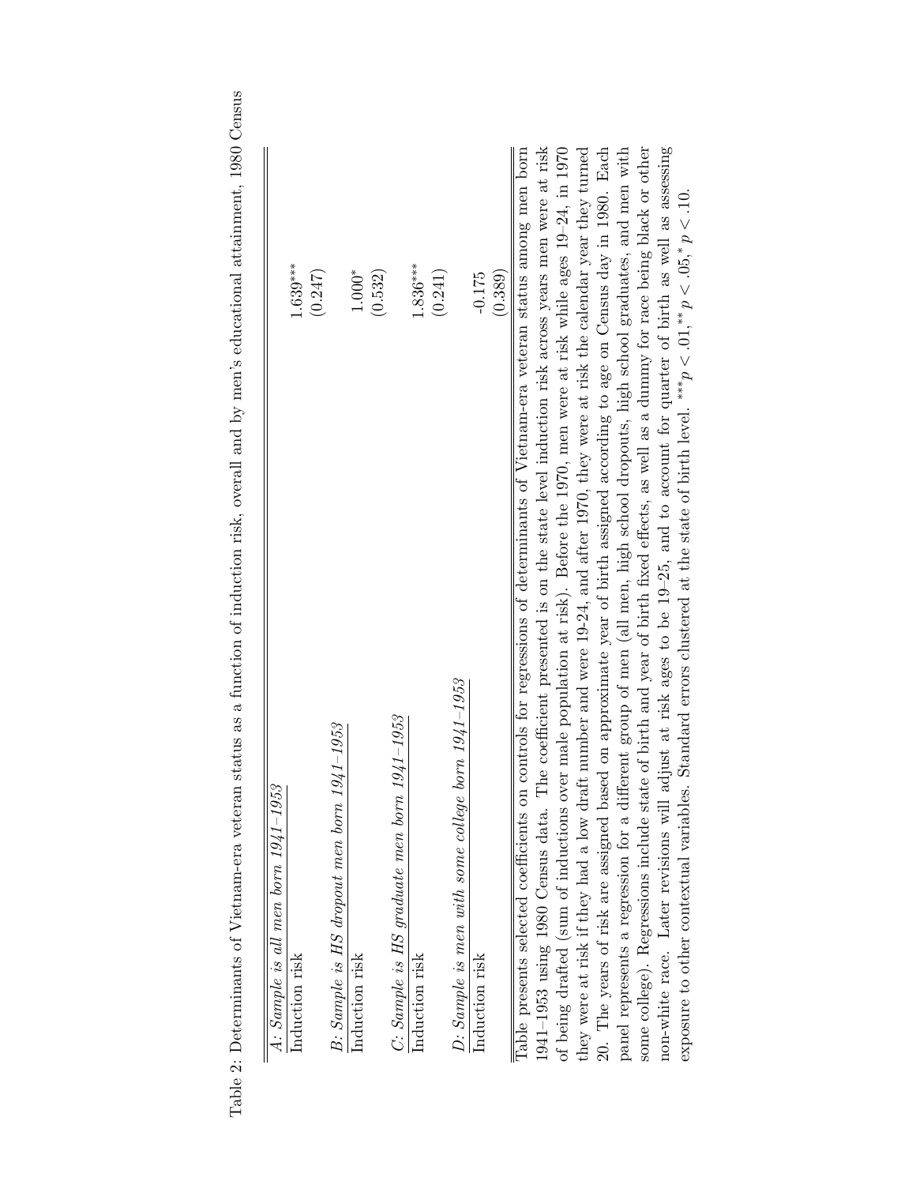Table 2: Determinants of Vietnam-era veteran status as a function of induction risk, overall and by men's educational attainment, 1980 Census

| | |
|---|---|
| *A: Sample is all men born 1941–1953* | |
| Induction risk | $1.639^{***}$ |
| | (0.247) |
| *B: Sample is HS dropout men born 1941–1953* | |
| Induction risk | $1.000^{*}$ |
| | (0.532) |
| *C: Sample is HS graduate men born 1941–1953* | |
| Induction risk | $1.836^{***}$ |
| | (0.241) |
| *D: Sample is men with some college born 1941–1953* | |
| Induction risk | -0.175 |
| | (0.389) |

Table presents selected coefficients on controls for regressions of determinants of Vietnam-era veteran status among men born 1941–1953 using 1980 Census data. The coefficient presented is on the state level induction risk across years men were at risk of being drafted (sum of inductions over male population at risk). Before the 1970, men were at risk while ages 19–24, in 1970 they were at risk if they had a low draft number and were 19-24, and after 1970, they were at risk the calendar year they turned 20. The years of risk are assigned based on approximate year of birth assigned according to age on Census day in 1980. Each panel represents a regression for a different group of men (all men, high school dropouts, high school graduates, and men with some college). Regressions include state of birth and year of birth fixed effects, as well as a dummy for race being black or other non-white race. Later revisions will adjust at risk ages to be 19–25, and to account for quarter of birth as well as assessing exposure to other contextual variables. Standard errors clustered at the state of birth level. $^{***}p < .01, ^{**}p < .05, ^{*}p < .10$.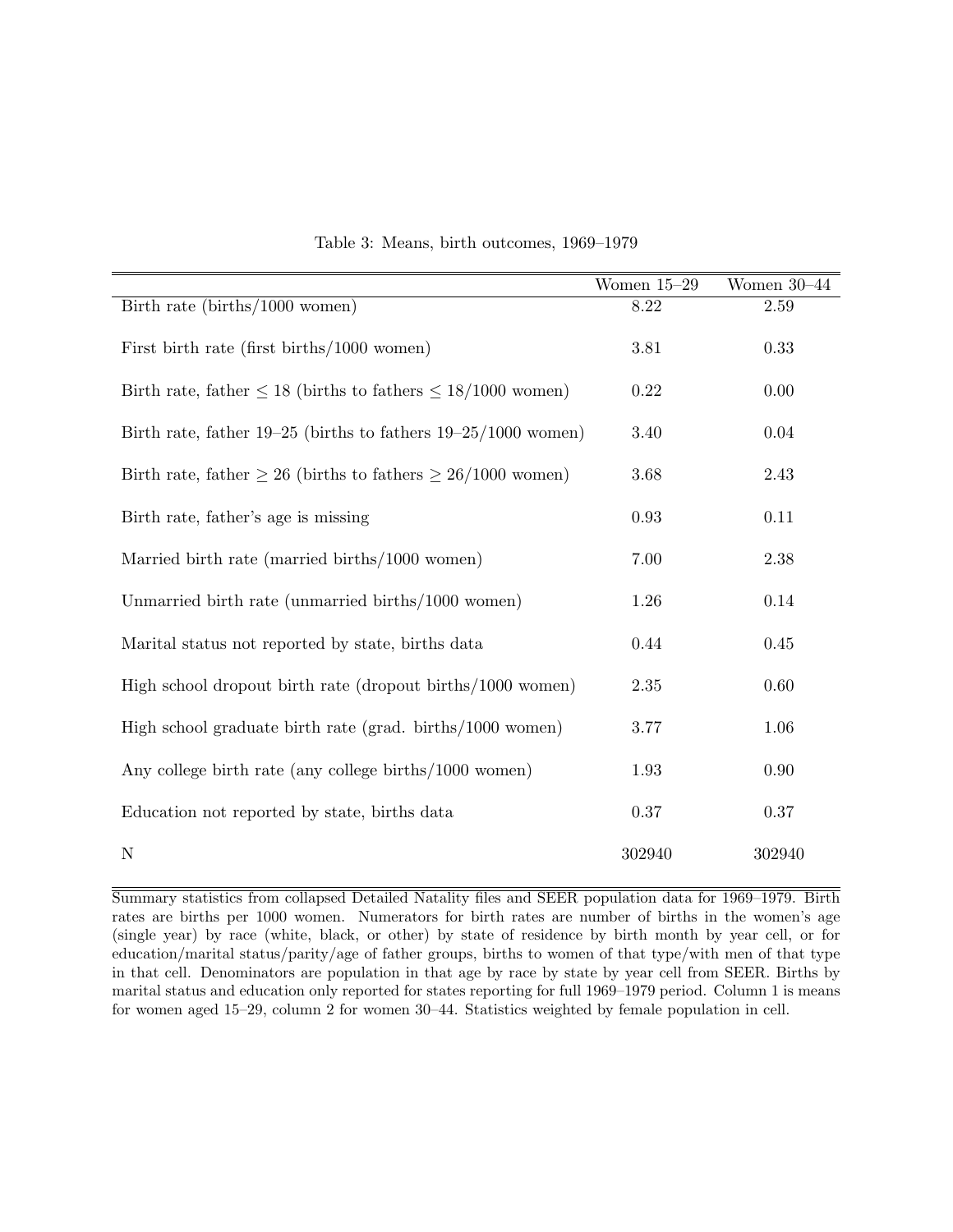Table 3: Means, birth outcomes, 1969–1979

| | Women 15–29 | Women 30–44 |
|---|---|---|
| Birth rate (births/1000 women) | 8.22 | 2.59 |
| First birth rate (first births/1000 women) | 3.81 | 0.33 |
| Birth rate, father $\leq 18$ (births to fathers $\leq 18$/1000 women) | 0.22 | 0.00 |
| Birth rate, father 19–25 (births to fathers 19–25/1000 women) | 3.40 | 0.04 |
| Birth rate, father $\geq 26$ (births to fathers $\geq 26$/1000 women) | 3.68 | 2.43 |
| Birth rate, father's age is missing | 0.93 | 0.11 |
| Married birth rate (married births/1000 women) | 7.00 | 2.38 |
| Unmarried birth rate (unmarried births/1000 women) | 1.26 | 0.14 |
| Marital status not reported by state, births data | 0.44 | 0.45 |
| High school dropout birth rate (dropout births/1000 women) | 2.35 | 0.60 |
| High school graduate birth rate (grad. births/1000 women) | 3.77 | 1.06 |
| Any college birth rate (any college births/1000 women) | 1.93 | 0.90 |
| Education not reported by state, births data | 0.37 | 0.37 |
| N | 302940 | 302940 |

Summary statistics from collapsed Detailed Natality files and SEER population data for 1969–1979. Birth rates are births per 1000 women. Numerators for birth rates are number of births in the women's age (single year) by race (white, black, or other) by state of residence by birth month by year cell, or for education/marital status/parity/age of father groups, births to women of that type/with men of that type in that cell. Denominators are population in that age by race by state by year cell from SEER. Births by marital status and education only reported for states reporting for full 1969–1979 period. Column 1 is means for women aged 15–29, column 2 for women 30–44. Statistics weighted by female population in cell.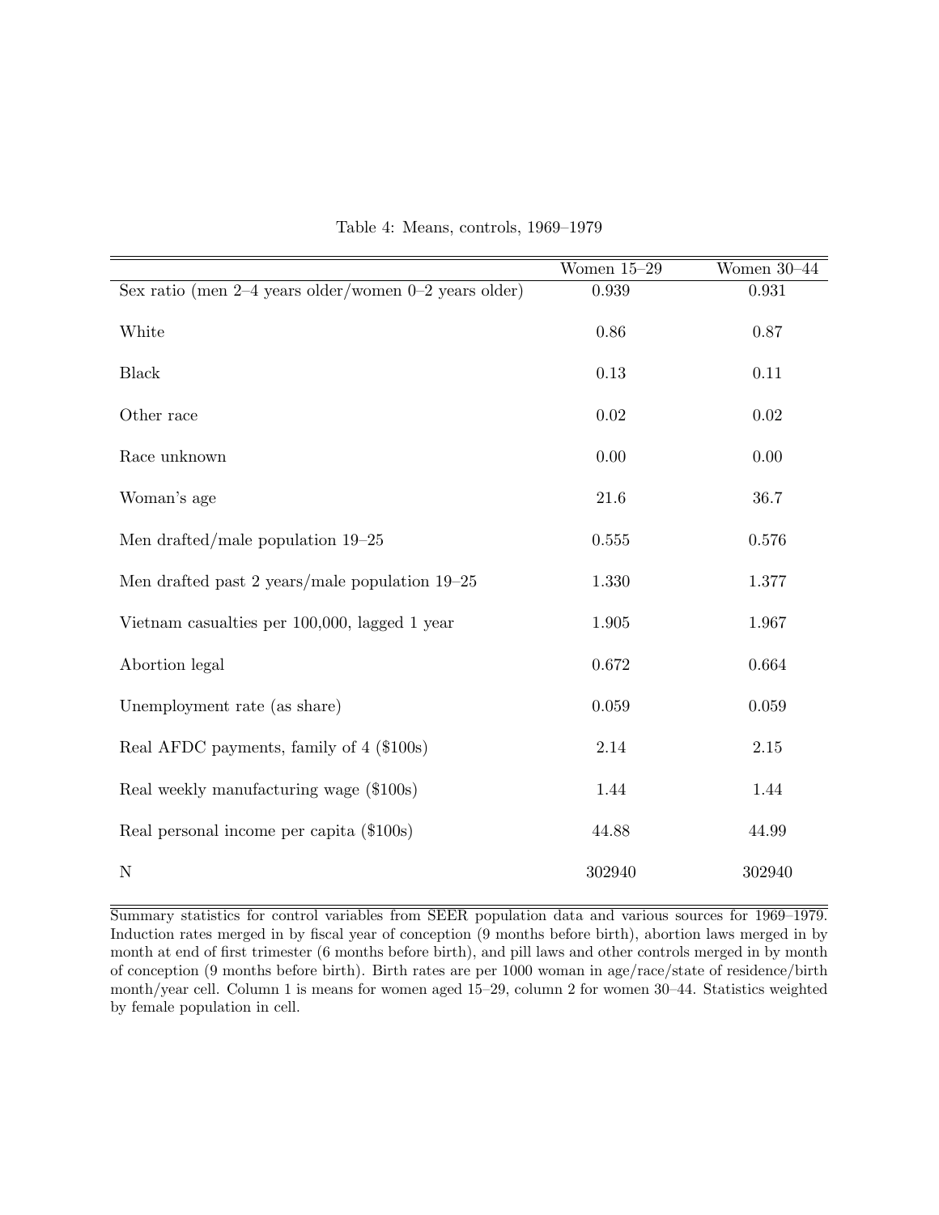Table 4: Means, controls, 1969–1979

| | Women 15–29 | Women 30–44 |
|---|---|---|
| Sex ratio (men 2–4 years older/women 0–2 years older) | 0.939 | 0.931 |
| White | 0.86 | 0.87 |
| Black | 0.13 | 0.11 |
| Other race | 0.02 | 0.02 |
| Race unknown | 0.00 | 0.00 |
| Woman's age | 21.6 | 36.7 |
| Men drafted/male population 19–25 | 0.555 | 0.576 |
| Men drafted past 2 years/male population 19–25 | 1.330 | 1.377 |
| Vietnam casualties per 100,000, lagged 1 year | 1.905 | 1.967 |
| Abortion legal | 0.672 | 0.664 |
| Unemployment rate (as share) | 0.059 | 0.059 |
| Real AFDC payments, family of 4 ($100s) | 2.14 | 2.15 |
| Real weekly manufacturing wage ($100s) | 1.44 | 1.44 |
| Real personal income per capita ($100s) | 44.88 | 44.99 |
| N | 302940 | 302940 |

Summary statistics for control variables from SEER population data and various sources for 1969–1979. Induction rates merged in by fiscal year of conception (9 months before birth), abortion laws merged in by month at end of first trimester (6 months before birth), and pill laws and other controls merged in by month of conception (9 months before birth). Birth rates are per 1000 woman in age/race/state of residence/birth month/year cell. Column 1 is means for women aged 15–29, column 2 for women 30–44. Statistics weighted by female population in cell.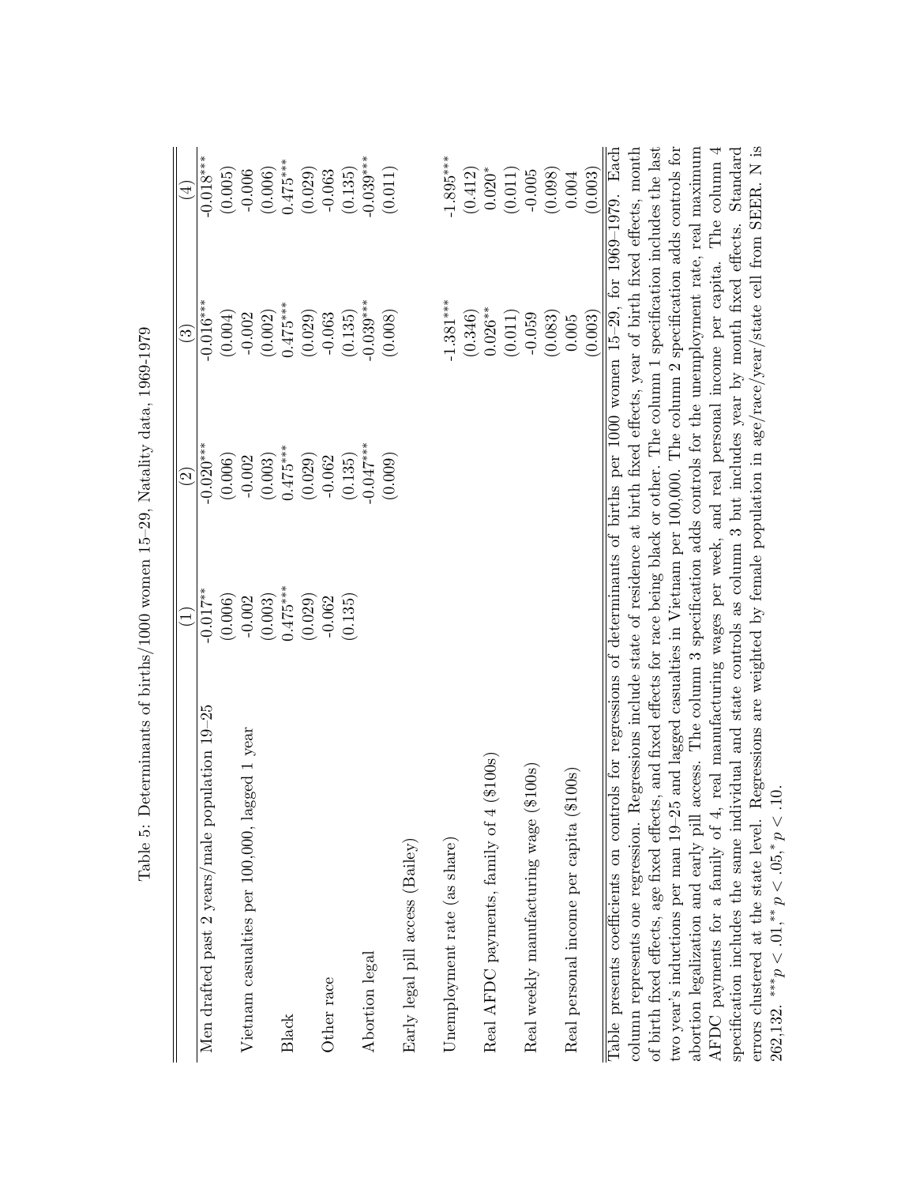Table 5: Determinants of births/1000 women 15–29, Natality data, 1969-1979

| | (1) | (2) | (3) | (4) |
|---|---|---|---|---|
| Men drafted past 2 years/male population 19–25 | -0.017** | -0.020*** | -0.016*** | -0.018*** |
| | (0.006) | (0.006) | (0.004) | (0.005) |
| Vietnam casualties per 100,000, lagged 1 year | -0.002 | -0.002 | -0.002 | -0.006 |
| | (0.003) | (0.003) | (0.002) | (0.006) |
| Black | 0.475*** | 0.475*** | 0.475*** | 0.475*** |
| | (0.029) | (0.029) | (0.029) | (0.029) |
| Other race | -0.062 | -0.062 | -0.063 | -0.063 |
| | (0.135) | (0.135) | (0.135) | (0.135) |
| Abortion legal | | -0.047*** | -0.039*** | -0.039*** |
| | | (0.009) | (0.008) | (0.011) |
| Early legal pill access (Bailey) | | | | |
| | | | | |
| Unemployment rate (as share) | | | -1.381*** | -1.895*** |
| | | | (0.346) | (0.412) |
| Real AFDC payments, family of 4 ($100s) | | | 0.026** | 0.020* |
| | | | (0.011) | (0.011) |
| Real weekly manufacturing wage ($100s) | | | -0.059 | -0.005 |
| | | | (0.083) | (0.098) |
| Real personal income per capita ($100s) | | | 0.005 | 0.004 |
| | | | (0.003) | (0.003) |

Table presents coefficients on controls for regressions of determinants of births per 1000 women 15–29, for 1969–1979. Each column represents one regression. Regressions include state of residence at birth fixed effects, year of birth fixed effects, month of birth fixed effects, age fixed effects, and fixed effects for race being black or other. The column 1 specification includes the last two year's inductions per man 19–25 and lagged casualties in Vietnam per 100,000. The column 2 specification adds controls for abortion legalization and early pill access. The column 3 specification adds controls for the unemployment rate, real maximum AFDC payments for a family of 4, real manufacturing wages per week, and real personal income per capita. The column 4 specification includes the same individual and state controls as column 3 but includes year by month fixed effects. Standard errors clustered at the state level. Regressions are weighted by female population in age/race/year/state cell from SEER. N is 262,132. *** $p < .01$, ** $p < .05$, * $p < .10$.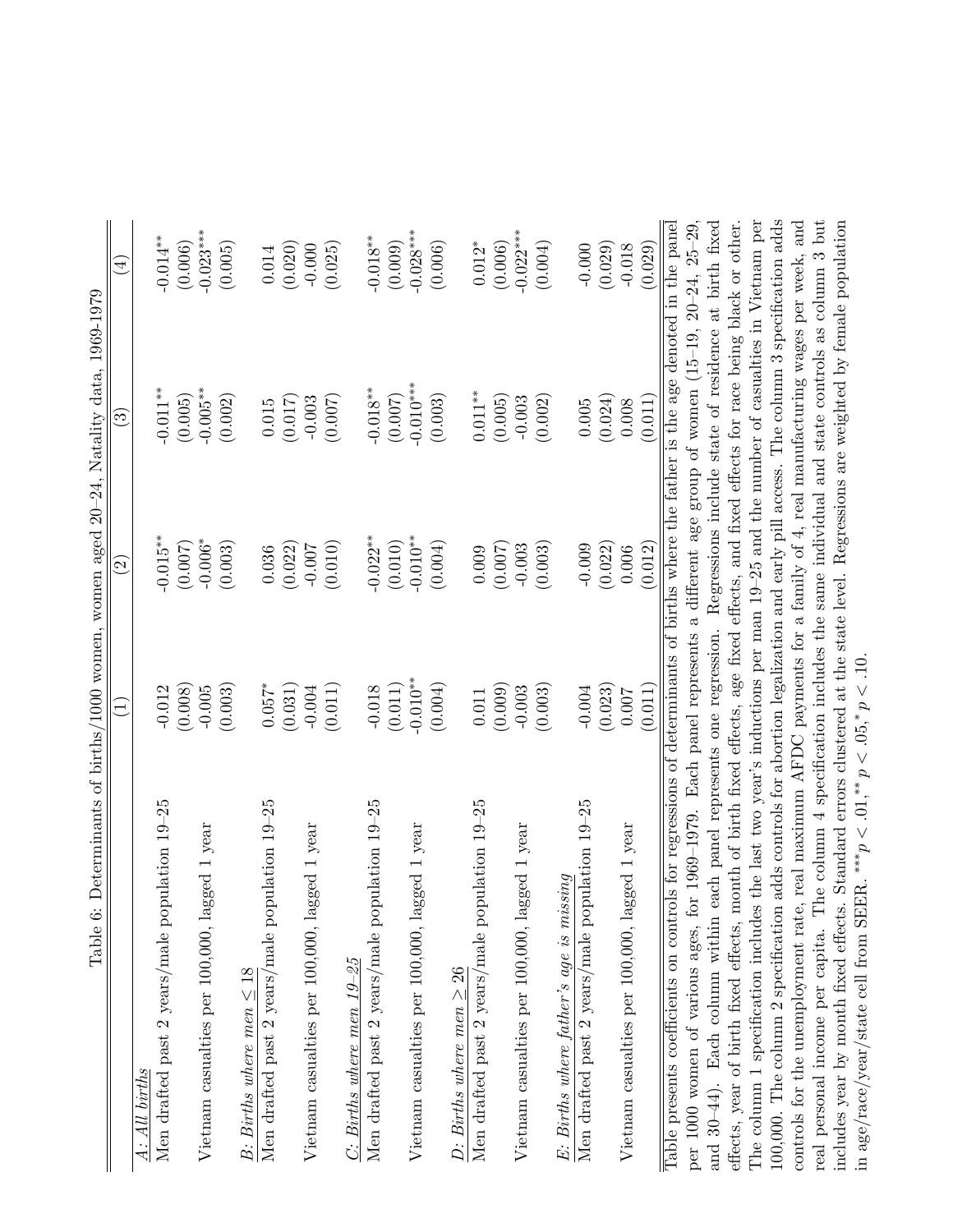Table 6: Determinants of births/1000 women, women aged 20–24, Natality data, 1969-1979

| | (1) | (2) | (3) | (4) |
|---|---|---|---|---|
| *A: All births* | | | | |
| Men drafted past 2 years/male population 19–25 | -0.012 | -0.015** | -0.011** | -0.014** |
| | (0.008) | (0.007) | (0.005) | (0.006) |
| Vietnam casualties per 100,000, lagged 1 year | -0.005 | -0.006* | -0.005** | -0.023*** |
| | (0.003) | (0.003) | (0.002) | (0.005) |
| *B: Births where men ≤ 18* | | | | |
| Men drafted past 2 years/male population 19–25 | 0.057* | 0.036 | 0.015 | 0.014 |
| | (0.031) | (0.022) | (0.017) | (0.020) |
| Vietnam casualties per 100,000, lagged 1 year | -0.004 | -0.007 | -0.003 | -0.000 |
| | (0.011) | (0.010) | (0.007) | (0.025) |
| *C: Births where men 19–25* | | | | |
| Men drafted past 2 years/male population 19–25 | -0.018 | -0.022** | -0.018** | -0.018** |
| | (0.011) | (0.010) | (0.007) | (0.009) |
| Vietnam casualties per 100,000, lagged 1 year | -0.010** | -0.010** | -0.010*** | -0.028*** |
| | (0.004) | (0.004) | (0.003) | (0.006) |
| *D: Births where men ≥ 26* | | | | |
| Men drafted past 2 years/male population 19–25 | 0.011 | 0.009 | 0.011** | 0.012* |
| | (0.009) | (0.007) | (0.005) | (0.006) |
| Vietnam casualties per 100,000, lagged 1 year | -0.003 | -0.003 | -0.003 | -0.022*** |
| | (0.003) | (0.003) | (0.002) | (0.004) |
| *E: Births where father's age is missing* | | | | |
| Men drafted past 2 years/male population 19–25 | -0.004 | -0.009 | 0.005 | -0.000 |
| | (0.023) | (0.022) | (0.024) | (0.029) |
| Vietnam casualties per 100,000, lagged 1 year | 0.007 | 0.006 | 0.008 | -0.018 |
| | (0.011) | (0.012) | (0.011) | (0.029) |

Table presents coefficients on controls for regressions of determinants of births where the father is the age denoted in the panel per 1000 women of various ages, for 1969–1979. Each panel represents a different age group of women (15–19, 20–24, 25–29, and 30–44). Each column within each panel represents one regression. Regressions include state of residence at birth fixed effects, year of birth fixed effects, month of birth fixed effects, age fixed effects, and fixed effects for race being black or other. The column 1 specification includes the last two year's inductions per man 19–25 and the number of casualties in Vietnam per 100,000. The column 2 specification adds controls for abortion legalization and early pill access. The column 3 specification adds controls for the unemployment rate, real maximum AFDC payments for a family of 4, real manufacturing wages per week, and real personal income per capita. The column 4 specification includes the same individual and state controls as column 3 but includes year by month fixed effects. Standard errors clustered at the state level. Regressions are weighted by female population in age/race/year/state cell from SEER. $^{***}p < .01, ^{**}p < .05, ^{*}p < .10$.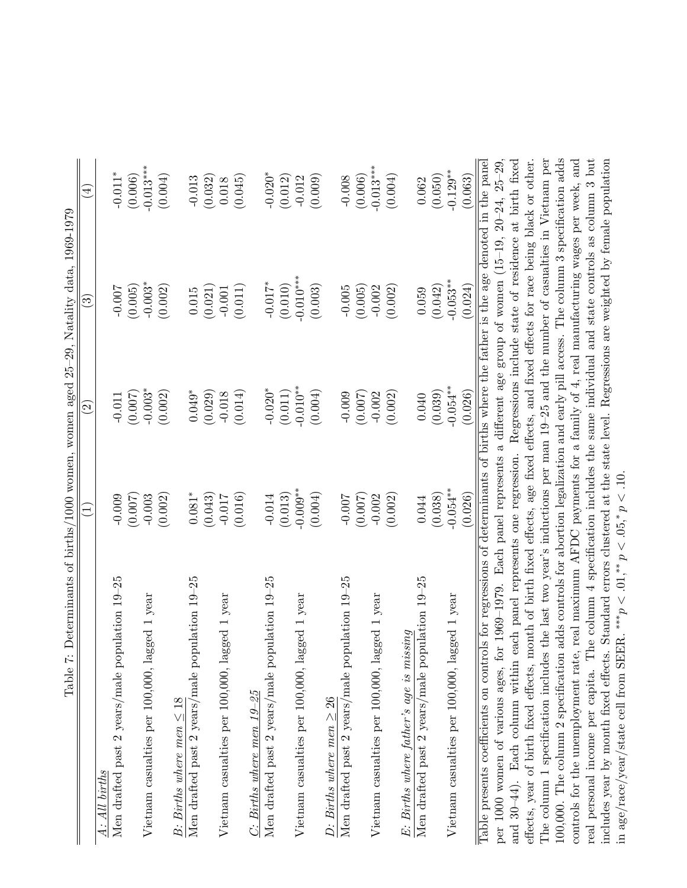Table 7: Determinants of births/1000 women, women aged 25–29, Natality data, 1969-1979

| | (1) | (2) | (3) | (4) |
|---|---|---|---|---|
| *A: All births* | | | | |
| Men drafted past 2 years/male population 19–25 | -0.009 | -0.011 | -0.007 | -0.011* |
| | (0.007) | (0.007) | (0.005) | (0.006) |
| Vietnam casualties per 100,000, lagged 1 year | -0.003 | -0.003* | -0.003* | -0.013*** |
| | (0.002) | (0.002) | (0.002) | (0.004) |
| *B: Births where men ≤ 18* | | | | |
| Men drafted past 2 years/male population 19–25 | 0.081* | 0.049* | 0.015 | -0.013 |
| | (0.043) | (0.029) | (0.021) | (0.032) |
| Vietnam casualties per 100,000, lagged 1 year | -0.017 | -0.018 | -0.001 | 0.018 |
| | (0.016) | (0.014) | (0.011) | (0.045) |
| *C: Births where men 19–25* | | | | |
| Men drafted past 2 years/male population 19–25 | -0.014 | -0.020* | -0.017* | -0.020* |
| | (0.013) | (0.011) | (0.010) | (0.012) |
| Vietnam casualties per 100,000, lagged 1 year | -0.009** | -0.010** | -0.010*** | -0.012 |
| | (0.004) | (0.004) | (0.003) | (0.009) |
| *D: Births where men ≥ 26* | | | | |
| Men drafted past 2 years/male population 19–25 | -0.007 | -0.009 | -0.005 | -0.008 |
| | (0.007) | (0.007) | (0.005) | (0.006) |
| Vietnam casualties per 100,000, lagged 1 year | -0.002 | -0.002 | -0.002 | -0.013*** |
| | (0.002) | (0.002) | (0.002) | (0.004) |
| *E: Births where father's age is missing* | | | | |
| Men drafted past 2 years/male population 19–25 | 0.044 | 0.040 | 0.059 | 0.062 |
| | (0.038) | (0.039) | (0.042) | (0.050) |
| Vietnam casualties per 100,000, lagged 1 year | -0.054** | -0.054** | -0.053** | -0.129** |
| | (0.026) | (0.026) | (0.024) | (0.063) |

Table presents coefficients on controls for regressions of determinants of births where the father is the age denoted in the panel per 1000 women of various ages, for 1969–1979. Each panel represents a different age group of women (15–19, 20–24, 25–29, and 30–44). Each column within each panel represents one regression. Regressions include state of residence at birth fixed effects, year of birth fixed effects, month of birth fixed effects, age fixed effects, and fixed effects for race being black or other. The column 1 specification includes the last two year's inductions per man 19–25 and the number of casualties in Vietnam per 100,000. The column 2 specification adds controls for abortion legalization and early pill access. The column 3 specification adds controls for the unemployment rate, real maximum AFDC payments for a family of 4, real manufacturing wages per week, and real personal income per capita. The column 4 specification includes the same individual and state controls as column 3 but includes year by month fixed effects. Standard errors clustered at the state level. Regressions are weighted by female population in age/race/year/state cell from SEER. ***$p < .01$, **$p < .05$, *$p < .10$.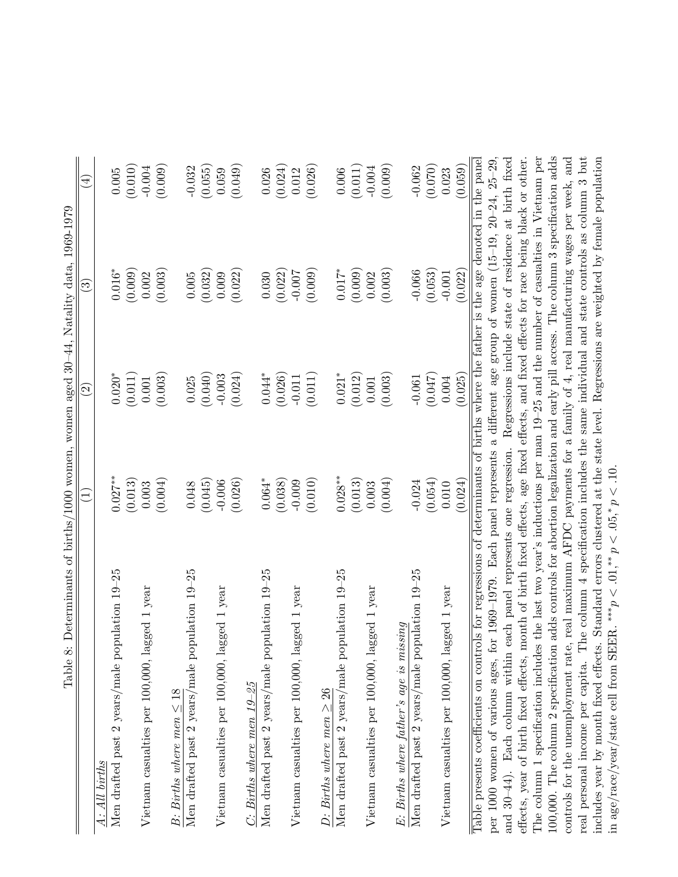Table 8: Determinants of births/1000 women, women aged 30–44, Natality data, 1969-1979

| | (1) | (2) | (3) | (4) |
|---|---|---|---|---|
| *A: All births* | | | | |
| Men drafted past 2 years/male population 19–25 | 0.027** | 0.020* | 0.016* | 0.005 |
| | (0.013) | (0.011) | (0.009) | (0.010) |
| Vietnam casualties per 100,000, lagged 1 year | 0.003 | 0.001 | 0.002 | -0.004 |
| | (0.004) | (0.003) | (0.003) | (0.009) |
| *B: Births where men ≤ 18* | | | | |
| Men drafted past 2 years/male population 19–25 | 0.048 | 0.025 | 0.005 | -0.032 |
| | (0.045) | (0.040) | (0.032) | (0.055) |
| Vietnam casualties per 100,000, lagged 1 year | -0.006 | -0.003 | 0.009 | 0.059 |
| | (0.026) | (0.024) | (0.022) | (0.049) |
| *C: Births where men 19–25* | | | | |
| Men drafted past 2 years/male population 19–25 | 0.064* | 0.044* | 0.030 | 0.026 |
| | (0.038) | (0.026) | (0.022) | (0.024) |
| Vietnam casualties per 100,000, lagged 1 year | -0.009 | -0.011 | -0.007 | 0.012 |
| | (0.010) | (0.011) | (0.009) | (0.026) |
| *D: Births where men ≥ 26* | | | | |
| Men drafted past 2 years/male population 19–25 | 0.028** | 0.021* | 0.017* | 0.006 |
| | (0.013) | (0.012) | (0.009) | (0.011) |
| Vietnam casualties per 100,000, lagged 1 year | 0.003 | 0.001 | 0.002 | -0.004 |
| | (0.004) | (0.003) | (0.003) | (0.009) |
| *E: Births where father's age is missing* | | | | |
| Men drafted past 2 years/male population 19–25 | -0.024 | -0.061 | -0.066 | -0.062 |
| | (0.054) | (0.047) | (0.053) | (0.070) |
| Vietnam casualties per 100,000, lagged 1 year | 0.010 | 0.004 | -0.001 | 0.023 |
| | (0.024) | (0.025) | (0.022) | (0.059) |

Table presents coefficients on controls for regressions of determinants of births where the father is the age denoted in the panel per 1000 women of various ages, for 1969–1979. Each panel represents a different age group of women (15–19, 20–24, 25–29, and 30–44). Each column within each panel represents one regression. Regressions include state of residence at birth fixed effects, year of birth fixed effects, month of birth fixed effects, age fixed effects, and fixed effects for race being black or other. The column 1 specification includes the last two year's inductions per man 19–25 and the number of casualties in Vietnam per 100,000. The column 2 specification adds controls for abortion legalization and early pill access. The column 3 specification adds controls for the unemployment rate, real maximum AFDC payments for a family of 4, real manufacturing wages per week, and real personal income per capita. The column 4 specification includes the same individual and state controls as column 3 but includes year by month fixed effects. Standard errors clustered at the state level. Regressions are weighted by female population in age/race/year/state cell from SEER. *** $p < .01$, ** $p < .05$, * $p < .10$.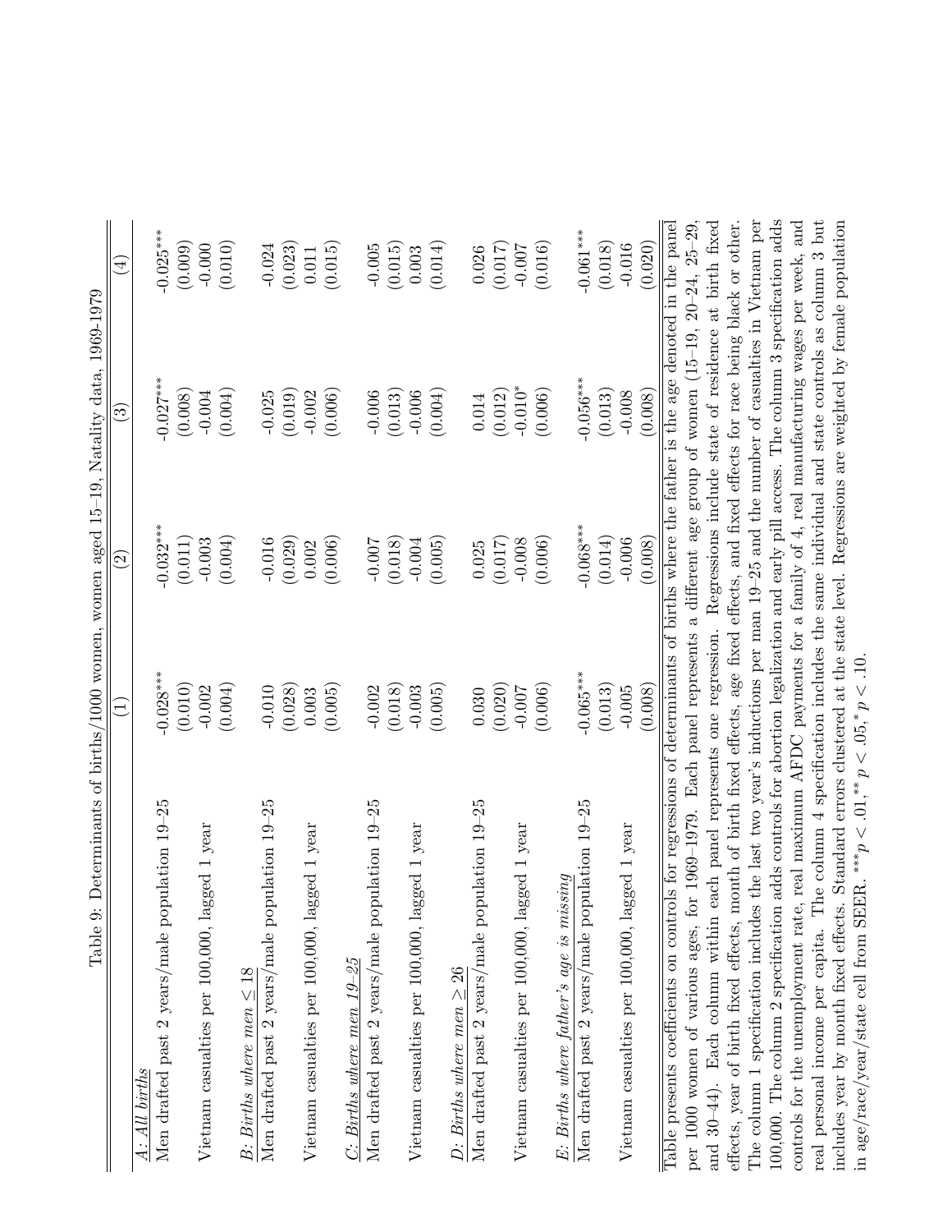Table 9: Determinants of births/1000 women, women aged 15–19, Natality data, 1969-1979

| | (1) | (2) | (3) | (4) |
|---|---|---|---|---|
| *A: All births* | | | | |
| Men drafted past 2 years/male population 19–25 | -0.028*** | -0.032*** | -0.027*** | -0.025*** |
| | (0.010) | (0.011) | (0.008) | (0.009) |
| Vietnam casualties per 100,000, lagged 1 year | -0.002 | -0.003 | -0.004 | -0.000 |
| | (0.004) | (0.004) | (0.004) | (0.010) |
| *B: Births where men* $\leq 18$ | | | | |
| Men drafted past 2 years/male population 19–25 | -0.010 | -0.016 | -0.025 | -0.024 |
| | (0.028) | (0.029) | (0.019) | (0.023) |
| Vietnam casualties per 100,000, lagged 1 year | 0.003 | 0.002 | -0.002 | 0.011 |
| | (0.005) | (0.006) | (0.006) | (0.015) |
| *C: Births where men 19–25* | | | | |
| Men drafted past 2 years/male population 19–25 | -0.002 | -0.007 | -0.006 | -0.005 |
| | (0.018) | (0.018) | (0.013) | (0.015) |
| Vietnam casualties per 100,000, lagged 1 year | -0.003 | -0.004 | -0.006 | 0.003 |
| | (0.005) | (0.005) | (0.004) | (0.014) |
| *D: Births where men* $\geq 26$ | | | | |
| Men drafted past 2 years/male population 19–25 | 0.030 | 0.025 | 0.014 | 0.026 |
| | (0.020) | (0.017) | (0.012) | (0.017) |
| Vietnam casualties per 100,000, lagged 1 year | -0.007 | -0.008 | -0.010* | -0.007 |
| | (0.006) | (0.006) | (0.006) | (0.016) |
| *E: Births where father's age is missing* | | | | |
| Men drafted past 2 years/male population 19–25 | -0.065*** | -0.068*** | -0.056*** | -0.061*** |
| | (0.013) | (0.014) | (0.013) | (0.018) |
| Vietnam casualties per 100,000, lagged 1 year | -0.005 | -0.006 | -0.008 | -0.016 |
| | (0.008) | (0.008) | (0.008) | (0.020) |

Table presents coefficients on controls for regressions of determinants of births where the father is the age denoted in the panel per 1000 women of various ages, for 1969–1979. Each panel represents a different age group of women (15–19, 20–24, 25–29, and 30–44). Each column within each panel represents one regression. Regressions include state of residence at birth fixed effects, year of birth fixed effects, month of birth fixed effects, age fixed effects, and fixed effects for race being black or other. The column 1 specification includes the last two year's inductions per man 19–25 and the number of casualties in Vietnam per 100,000. The column 2 specification adds controls for abortion legalization and early pill access. The column 3 specification adds controls for the unemployment rate, real maximum AFDC payments for a family of 4, real manufacturing wages per week, and real personal income per capita. The column 4 specification includes the same individual and state controls as column 3 but includes year by month fixed effects. Standard errors clustered at the state level. Regressions are weighted by female population in age/race/year/state cell from SEER. $^{***}p < .01, ^{**}p < .05, ^{*}p < .10$.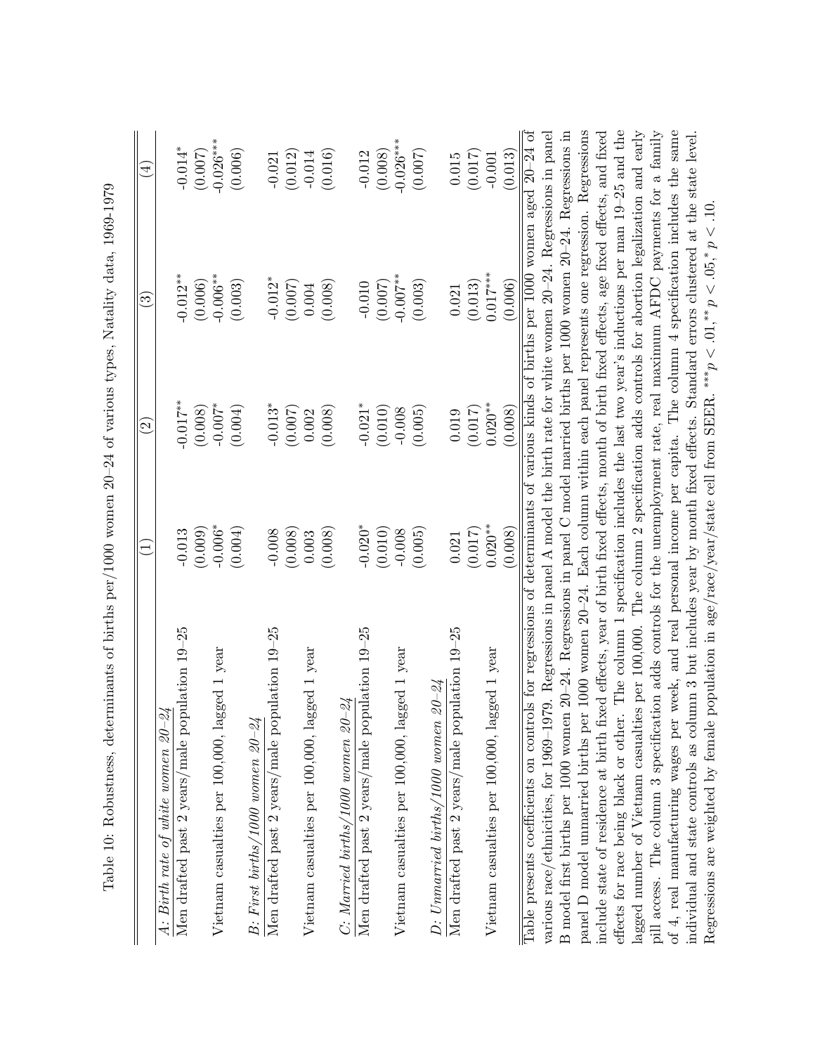Table 10: Robustness, determinants of births per/1000 women 20–24 of various types, Natality data, 1969-1979

| | (1) | (2) | (3) | (4) |
|---|---|---|---|---|
| *A: Birth rate of white women 20–24* | | | | |
| Men drafted past 2 years/male population 19–25 | -0.013 | -0.017** | -0.012** | -0.014* |
| | (0.009) | (0.008) | (0.006) | (0.007) |
| Vietnam casualties per 100,000, lagged 1 year | -0.006* | -0.007* | -0.006** | -0.026*** |
| | (0.004) | (0.004) | (0.003) | (0.006) |
| *B: First births/1000 women 20–24* | | | | |
| Men drafted past 2 years/male population 19–25 | -0.008 | -0.013* | -0.012* | -0.021 |
| | (0.008) | (0.007) | (0.007) | (0.012) |
| Vietnam casualties per 100,000, lagged 1 year | 0.003 | 0.002 | 0.004 | -0.014 |
| | (0.008) | (0.008) | (0.008) | (0.016) |
| *C: Married births/1000 women 20–24* | | | | |
| Men drafted past 2 years/male population 19–25 | -0.020* | -0.021* | -0.010 | -0.012 |
| | (0.010) | (0.010) | (0.007) | (0.008) |
| Vietnam casualties per 100,000, lagged 1 year | -0.008 | -0.008 | -0.007** | -0.026*** |
| | (0.005) | (0.005) | (0.003) | (0.007) |
| *D: Unmarried births/1000 women 20–24* | | | | |
| Men drafted past 2 years/male population 19–25 | 0.021 | 0.019 | 0.021 | 0.015 |
| | (0.017) | (0.017) | (0.013) | (0.017) |
| Vietnam casualties per 100,000, lagged 1 year | 0.020** | 0.020** | 0.017*** | -0.001 |
| | (0.008) | (0.008) | (0.006) | (0.013) |

Table presents coefficients on controls for regressions of determinants of various kinds of births per 1000 women aged 20–24 of various race/ethnicities, for 1969–1979. Regressions in panel A model the birth rate for white women 20–24. Regressions in panel B model first births per 1000 women 20–24. Regressions in panel C model married births per 1000 women 20–24. Regressions in panel D model unmarried births per 1000 women 20–24. Each column within each panel represents one regression. Regressions include state of residence at birth fixed effects, year of birth fixed effects, month of birth fixed effects, age fixed effects, and fixed effects for race being black or other. The column 1 specification includes the last two year's inductions per man 19–25 and the lagged number of Vietnam casualties per 100,000. The column 2 specification adds controls for abortion legalization and early pill access. The column 3 specification adds controls for the unemployment rate, real maximum AFDC payments for a family of 4, real manufacturing wages per week, and real personal income per capita. The column 4 specification includes the same individual and state controls as column 3 but includes year by month fixed effects. Standard errors clustered at the state level. Regressions are weighted by female population in age/race/year/state cell from SEER. *** $p < .01$, ** $p < .05$, * $p < .10$.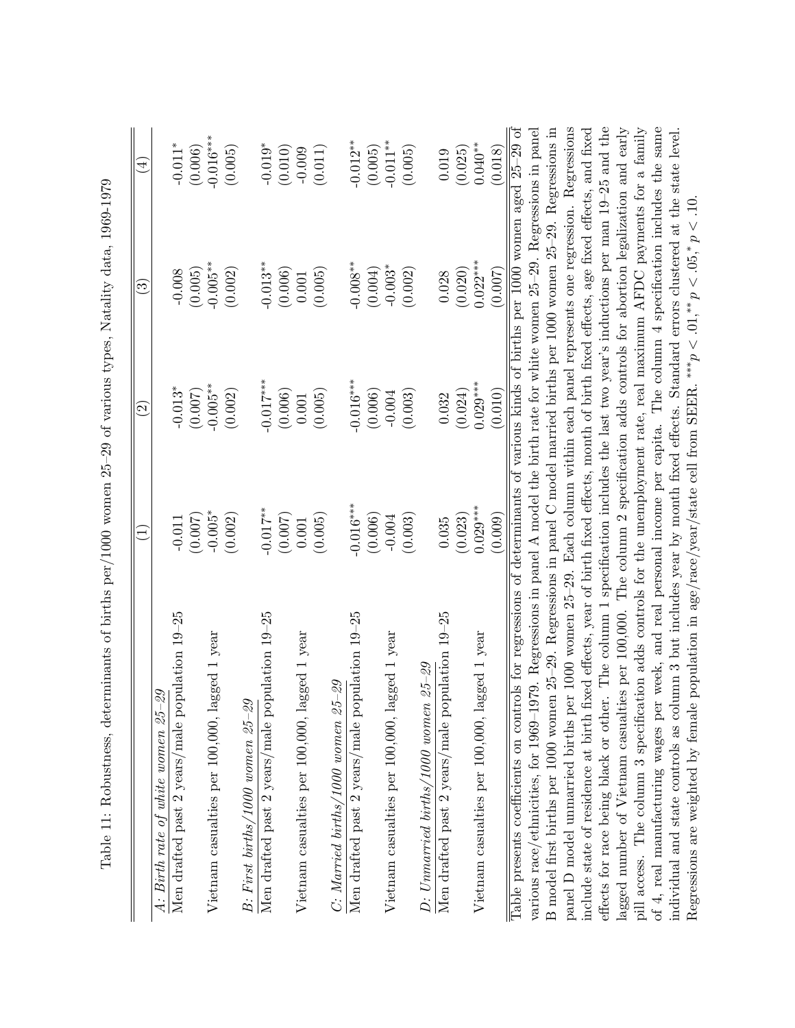Table 11: Robustness, determinants of births per/1000 women 25–29 of various types, Natality data, 1969-1979

| | (1) | (2) | (3) | (4) |
|---|---|---|---|---|
| *A: Birth rate of white women 25–29* | | | | |
| Men drafted past 2 years/male population 19–25 | -0.011 | -0.013* | -0.008 | -0.011* |
| | (0.007) | (0.007) | (0.005) | (0.006) |
| Vietnam casualties per 100,000, lagged 1 year | -0.005* | -0.005** | -0.005** | -0.016*** |
| | (0.002) | (0.002) | (0.002) | (0.005) |
| *B: First births/1000 women 25–29* | | | | |
| Men drafted past 2 years/male population 19–25 | -0.017** | -0.017*** | -0.013** | -0.019* |
| | (0.007) | (0.006) | (0.006) | (0.010) |
| Vietnam casualties per 100,000, lagged 1 year | 0.001 | 0.001 | 0.001 | -0.009 |
| | (0.005) | (0.005) | (0.005) | (0.011) |
| *C: Married births/1000 women 25–29* | | | | |
| Men drafted past 2 years/male population 19–25 | -0.016*** | -0.016*** | -0.008** | -0.012** |
| | (0.006) | (0.006) | (0.004) | (0.005) |
| Vietnam casualties per 100,000, lagged 1 year | -0.004 | -0.004 | -0.003* | -0.011** |
| | (0.003) | (0.003) | (0.002) | (0.005) |
| *D: Unmarried births/1000 women 25–29* | | | | |
| Men drafted past 2 years/male population 19–25 | 0.035 | 0.032 | 0.028 | 0.019 |
| | (0.023) | (0.024) | (0.020) | (0.025) |
| Vietnam casualties per 100,000, lagged 1 year | 0.029*** | 0.029*** | 0.022*** | 0.040** |
| | (0.009) | (0.010) | (0.007) | (0.018) |

Table presents coefficients on controls for regressions of determinants of various kinds of births per 1000 women aged 25–29 of various race/ethnicities, for 1969–1979. Regressions in panel A model the birth rate for white women 25–29. Regressions in panel B model first births per 1000 women 25–29. Regressions in panel C model married births per 1000 women 25–29. Regressions in panel D model unmarried births per 1000 women 25–29. Each column within each panel represents one regression. Regressions include state of residence at birth fixed effects, year of birth fixed effects, month of birth fixed effects, age fixed effects, and fixed effects for race being black or other. The column 1 specification includes the last two year's inductions per man 19–25 and the lagged number of Vietnam casualties per 100,000. The column 2 specification adds controls for abortion legalization and early pill access. The column 3 specification adds controls for the unemployment rate, real maximum AFDC payments for a family of 4, real manufacturing wages per week, and real personal income per capita. The column 4 specification includes the same individual and state controls as column 3 but includes year by month fixed effects. Standard errors clustered at the state level. Regressions are weighted by female population in age/race/year/state cell from SEER. *** $p < .01$, ** $p < .05$, * $p < .10$.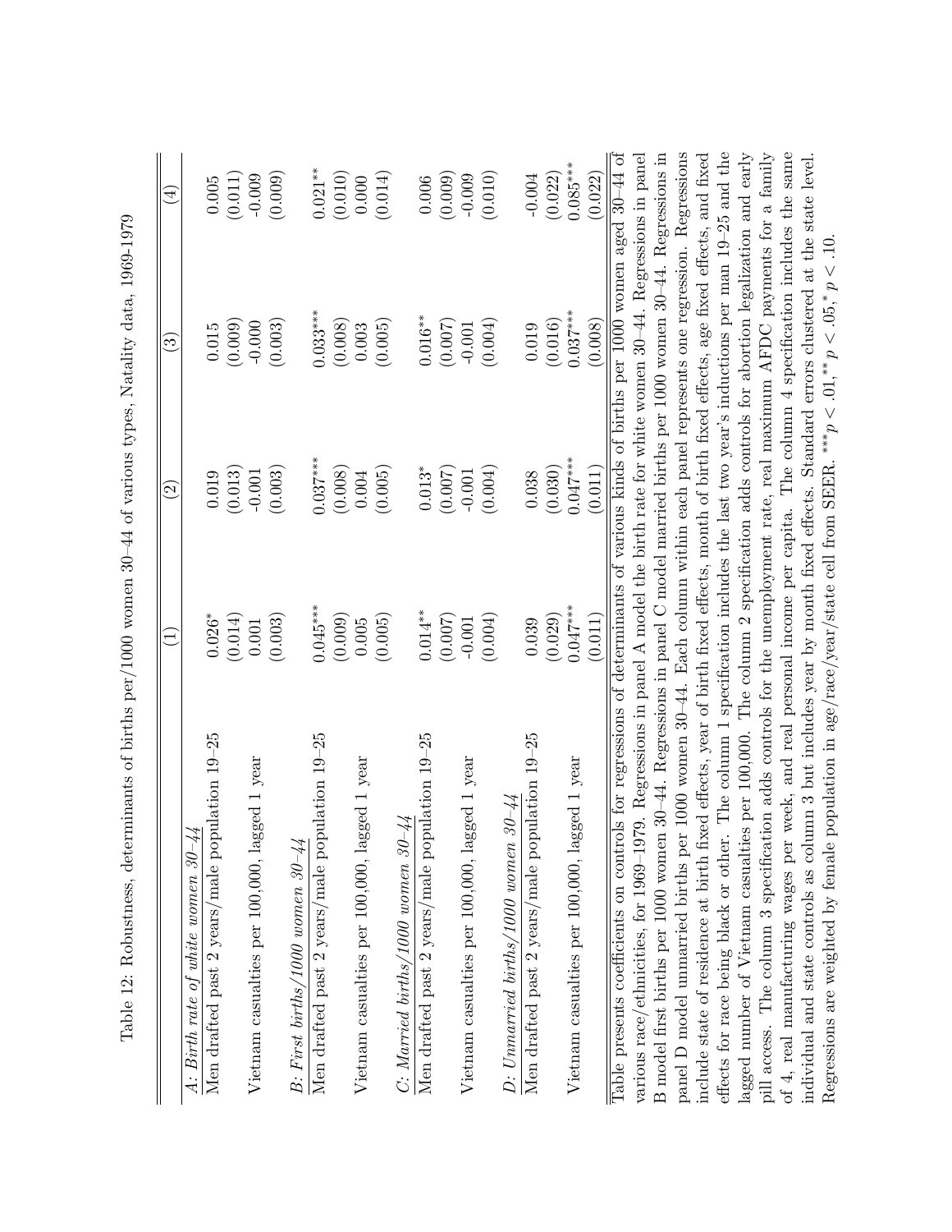Table 12: Robustness, determinants of births per/1000 women 30–44 of various types, Natality data, 1969-1979

| | (1) | (2) | (3) | (4) |
|---|---|---|---|---|
| *A: Birth rate of white women 30–44* | | | | |
| Men drafted past 2 years/male population 19–25 | 0.026* | 0.019 | 0.015 | 0.005 |
| | (0.014) | (0.013) | (0.009) | (0.011) |
| Vietnam casualties per 100,000, lagged 1 year | 0.001 | -0.001 | -0.000 | -0.009 |
| | (0.003) | (0.003) | (0.003) | (0.009) |
| *B: First births/1000 women 30–44* | | | | |
| Men drafted past 2 years/male population 19–25 | 0.045*** | 0.037*** | 0.033*** | 0.021** |
| | (0.009) | (0.008) | (0.008) | (0.010) |
| Vietnam casualties per 100,000, lagged 1 year | 0.005 | 0.004 | 0.003 | 0.000 |
| | (0.005) | (0.005) | (0.005) | (0.014) |
| *C: Married births/1000 women 30–44* | | | | |
| Men drafted past 2 years/male population 19–25 | 0.014** | 0.013* | 0.016** | 0.006 |
| | (0.007) | (0.007) | (0.007) | (0.009) |
| Vietnam casualties per 100,000, lagged 1 year | -0.001 | -0.001 | -0.001 | -0.009 |
| | (0.004) | (0.004) | (0.004) | (0.010) |
| *D: Unmarried births/1000 women 30–44* | | | | |
| Men drafted past 2 years/male population 19–25 | 0.039 | 0.038 | 0.019 | -0.004 |
| | (0.029) | (0.030) | (0.016) | (0.022) |
| Vietnam casualties per 100,000, lagged 1 year | 0.047*** | 0.047*** | 0.037*** | 0.085*** |
| | (0.011) | (0.011) | (0.008) | (0.022) |

Table presents coefficients on controls for regressions of determinants of various kinds of births per 1000 women aged 30–44 of various race/ethnicities, for 1969–1979. Regressions in panel A model the birth rate for white women 30–44. Regressions in panel B model first births per 1000 women 30–44. Regressions in panel C model married births per 1000 women 30–44. Regressions in panel D model unmarried births per 1000 women 30–44. Each column within each panel represents one regression. Regressions include state of residence at birth fixed effects, year of birth fixed effects, month of birth fixed effects, age fixed effects, and fixed effects for race being black or other. The column 1 specification includes the last two year's inductions per man 19–25 and the lagged number of Vietnam casualties per 100,000. The column 2 specification adds controls for abortion legalization and early pill access. The column 3 specification adds controls for the unemployment rate, real maximum AFDC payments for a family of 4, real manufacturing wages per week, and real personal income per capita. The column 4 specification includes the same individual and state controls as column 3 but includes year by month fixed effects. Standard errors clustered at the state level. Regressions are weighted by female population in age/race/year/state cell from SEER. $^{***}p < .01$, $^{**}p < .05$, $^{*}p < .10$.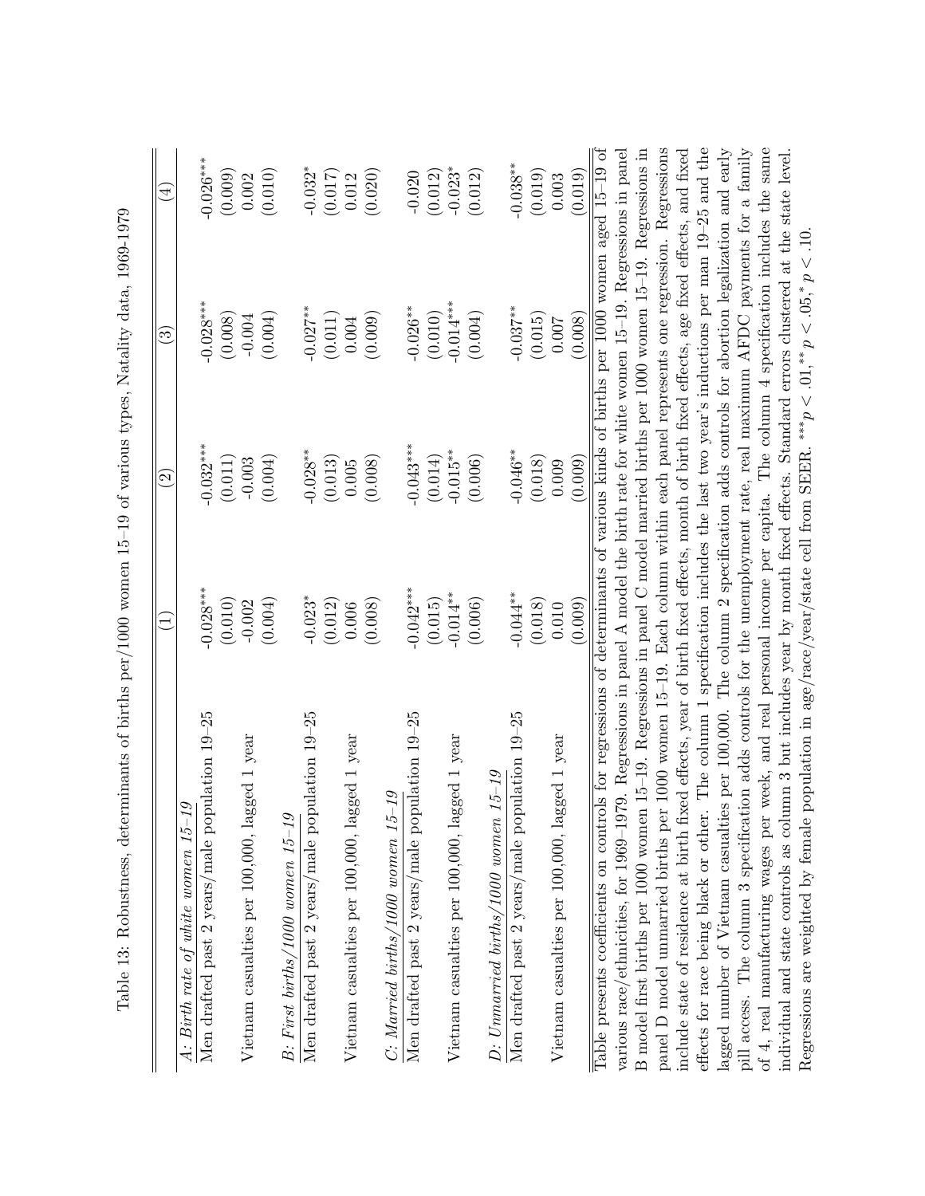Table 13: Robustness, determinants of births per/1000 women 15-19 of various types, Natality data, 1969-1979

| | (1) | (2) | (3) | (4) |
|---|---|---|---|---|
| *A: Birth rate of white women 15–19* | | | | |
| Men drafted past 2 years/male population 19–25 | -0.028*** | -0.032*** | -0.028*** | -0.026*** |
| | (0.010) | (0.011) | (0.008) | (0.009) |
| Vietnam casualties per 100,000, lagged 1 year | -0.002 | -0.003 | -0.004 | 0.002 |
| | (0.004) | (0.004) | (0.004) | (0.010) |
| *B: First births/1000 women 15–19* | | | | |
| Men drafted past 2 years/male population 19–25 | -0.023* | -0.028** | -0.027** | -0.032* |
| | (0.012) | (0.013) | (0.011) | (0.017) |
| Vietnam casualties per 100,000, lagged 1 year | 0.006 | 0.005 | 0.004 | 0.012 |
| | (0.008) | (0.008) | (0.009) | (0.020) |
| *C: Married births/1000 women 15–19* | | | | |
| Men drafted past 2 years/male population 19–25 | -0.042*** | -0.043*** | -0.026** | -0.020 |
| | (0.015) | (0.014) | (0.010) | (0.012) |
| Vietnam casualties per 100,000, lagged 1 year | -0.014** | -0.015** | -0.014*** | -0.023* |
| | (0.006) | (0.006) | (0.004) | (0.012) |
| *D: Unmarried births/1000 women 15–19* | | | | |
| Men drafted past 2 years/male population 19–25 | -0.044** | -0.046** | -0.037** | -0.038** |
| | (0.018) | (0.018) | (0.015) | (0.019) |
| Vietnam casualties per 100,000, lagged 1 year | 0.010 | 0.009 | 0.007 | 0.003 |
| | (0.009) | (0.009) | (0.008) | (0.019) |

Table presents coefficients on controls for regressions of determinants of various kinds of births per 1000 women aged 15–19 of various race/ethnicities, for 1969–1979. Regressions in panel A model the birth rate for white women 15–19. Regressions in panel B model first births per 1000 women 15–19. Regressions in panel C model married births per 1000 women 15–19. Regressions in panel D model unmarried births per 1000 women 15–19. Each column within each panel represents one regression. Regressions include state of residence at birth fixed effects, year of birth fixed effects, month of birth fixed effects, age fixed effects, and fixed effects for race being black or other. The column 1 specification includes the last two year's inductions per man 19–25 and the lagged number of Vietnam casualties per 100,000. The column 2 specification adds controls for abortion legalization and early pill access. The column 3 specification adds controls for the unemployment rate, real maximum AFDC payments for a family of 4, real manufacturing wages per week, and real personal income per capita. The column 4 specification includes the same individual and state controls as column 3 but includes year by month fixed effects. Standard errors clustered at the state level. Regressions are weighted by female population in age/race/year/state cell from SEER. ***$p < .01$, **$p < .05$, *$p < .10$.